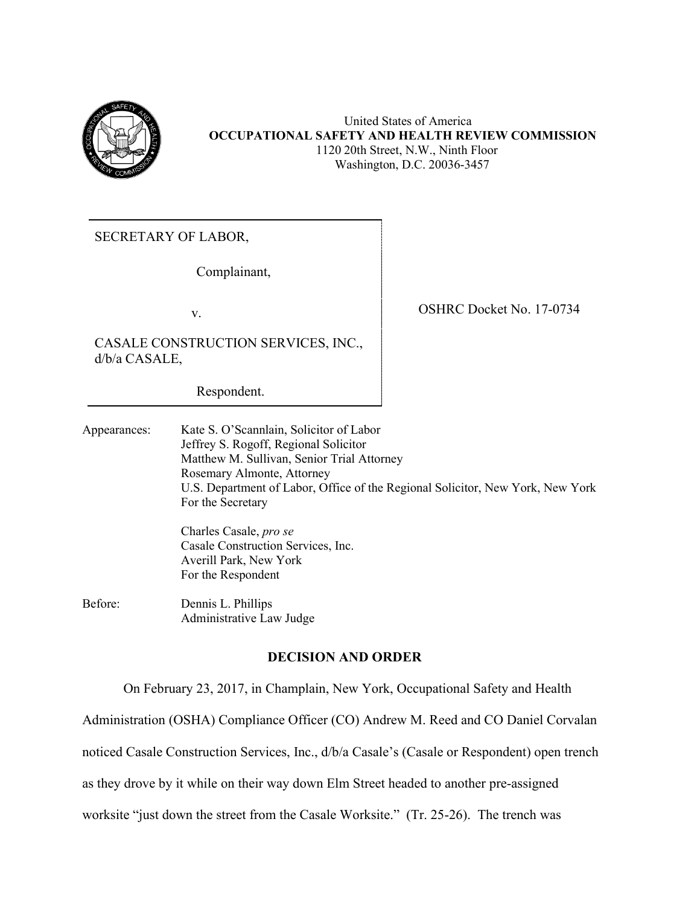United States of America
**OCCUPATIONAL SAFETY AND HEALTH REVIEW COMMISSION**
1120 20th Street, N.W., Ninth Floor
Washington, D.C. 20036-3457

SECRETARY OF LABOR,

Complainant,

v.

CASALE CONSTRUCTION SERVICES, INC., d/b/a CASALE,

Respondent.

OSHRC Docket No. 17-0734

Appearances: Kate S. O'Scannlain, Solicitor of Labor
Jeffrey S. Rogoff, Regional Solicitor
Matthew M. Sullivan, Senior Trial Attorney
Rosemary Almonte, Attorney
U.S. Department of Labor, Office of the Regional Solicitor, New York, New York
For the Secretary

Charles Casale, *pro se*
Casale Construction Services, Inc.
Averill Park, New York
For the Respondent

Before: Dennis L. Phillips
Administrative Law Judge

## DECISION AND ORDER

On February 23, 2017, in Champlain, New York, Occupational Safety and Health Administration (OSHA) Compliance Officer (CO) Andrew M. Reed and CO Daniel Corvalan noticed Casale Construction Services, Inc., d/b/a Casale's (Casale or Respondent) open trench as they drove by it while on their way down Elm Street headed to another pre-assigned worksite "just down the street from the Casale Worksite." (Tr. 25-26). The trench was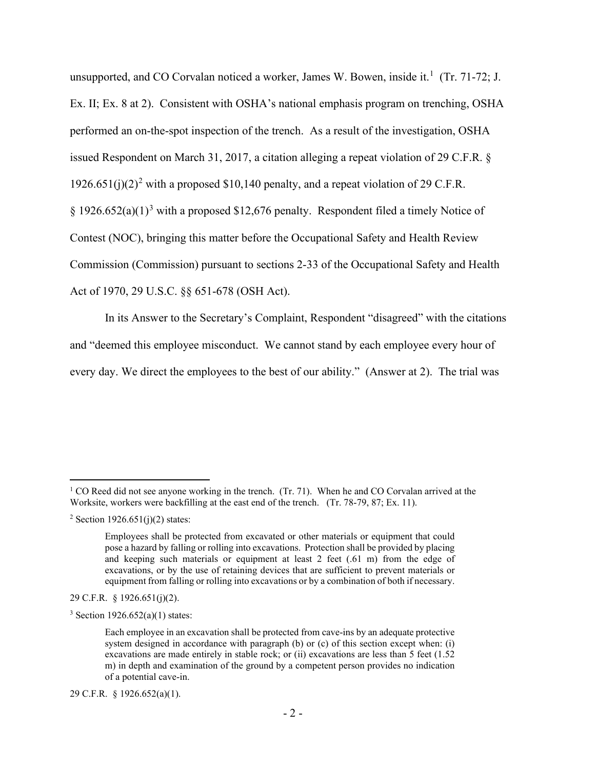unsupported, and CO Corvalan noticed a worker, James W. Bowen, inside it.[1] (Tr. 71-72; J. Ex. II; Ex. 8 at 2). Consistent with OSHA's national emphasis program on trenching, OSHA performed an on-the-spot inspection of the trench. As a result of the investigation, OSHA issued Respondent on March 31, 2017, a citation alleging a repeat violation of 29 C.F.R. § 1926.651(j)(2)[2] with a proposed $10,140 penalty, and a repeat violation of 29 C.F.R. § 1926.652(a)(1)[3] with a proposed $12,676 penalty. Respondent filed a timely Notice of Contest (NOC), bringing this matter before the Occupational Safety and Health Review Commission (Commission) pursuant to sections 2-33 of the Occupational Safety and Health Act of 1970, 29 U.S.C. §§ 651-678 (OSH Act).

In its Answer to the Secretary's Complaint, Respondent "disagreed" with the citations and "deemed this employee misconduct. We cannot stand by each employee every hour of every day. We direct the employees to the best of our ability." (Answer at 2). The trial was

---

[1] CO Reed did not see anyone working in the trench. (Tr. 71). When he and CO Corvalan arrived at the Worksite, workers were backfilling at the east end of the trench. (Tr. 78-79, 87; Ex. 11).

[2] Section 1926.651(j)(2) states:

> Employees shall be protected from excavated or other materials or equipment that could pose a hazard by falling or rolling into excavations. Protection shall be provided by placing and keeping such materials or equipment at least 2 feet (.61 m) from the edge of excavations, or by the use of retaining devices that are sufficient to prevent materials or equipment from falling or rolling into excavations or by a combination of both if necessary.

29 C.F.R. § 1926.651(j)(2).

[3] Section 1926.652(a)(1) states:

> Each employee in an excavation shall be protected from cave-ins by an adequate protective system designed in accordance with paragraph (b) or (c) of this section except when: (i) excavations are made entirely in stable rock; or (ii) excavations are less than 5 feet (1.52 m) in depth and examination of the ground by a competent person provides no indication of a potential cave-in.

29 C.F.R. § 1926.652(a)(1).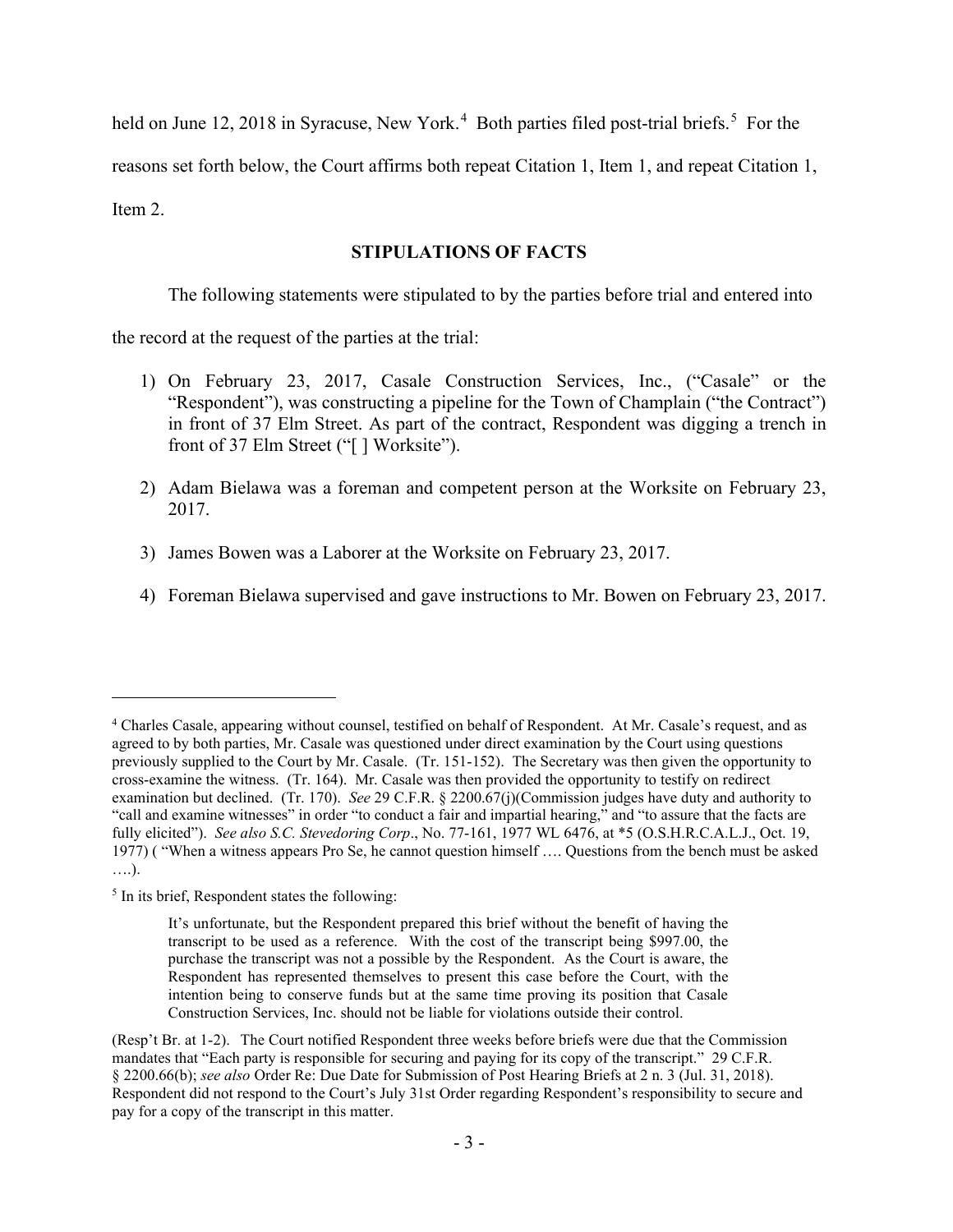held on June 12, 2018 in Syracuse, New York.[4] Both parties filed post-trial briefs.[5] For the reasons set forth below, the Court affirms both repeat Citation 1, Item 1, and repeat Citation 1, Item 2.

## STIPULATIONS OF FACTS

The following statements were stipulated to by the parties before trial and entered into the record at the request of the parties at the trial:

1) On February 23, 2017, Casale Construction Services, Inc., ("Casale" or the "Respondent"), was constructing a pipeline for the Town of Champlain ("the Contract") in front of 37 Elm Street. As part of the contract, Respondent was digging a trench in front of 37 Elm Street ("[ ] Worksite").

2) Adam Bielawa was a foreman and competent person at the Worksite on February 23, 2017.

3) James Bowen was a Laborer at the Worksite on February 23, 2017.

4) Foreman Bielawa supervised and gave instructions to Mr. Bowen on February 23, 2017.

---

[4] Charles Casale, appearing without counsel, testified on behalf of Respondent. At Mr. Casale's request, and as agreed to by both parties, Mr. Casale was questioned under direct examination by the Court using questions previously supplied to the Court by Mr. Casale. (Tr. 151-152). The Secretary was then given the opportunity to cross-examine the witness. (Tr. 164). Mr. Casale was then provided the opportunity to testify on redirect examination but declined. (Tr. 170). *See* 29 C.F.R. § 2200.67(j)(Commission judges have duty and authority to "call and examine witnesses" in order "to conduct a fair and impartial hearing," and "to assure that the facts are fully elicited"). *See also S.C. Stevedoring Corp*., No. 77-161, 1977 WL 6476, at *5 (O.S.H.R.C.A.L.J., Oct. 19, 1977) ( "When a witness appears Pro Se, he cannot question himself …. Questions from the bench must be asked ….).

[5] In its brief, Respondent states the following:

> It's unfortunate, but the Respondent prepared this brief without the benefit of having the transcript to be used as a reference. With the cost of the transcript being $997.00, the purchase the transcript was not a possible by the Respondent. As the Court is aware, the Respondent has represented themselves to present this case before the Court, with the intention being to conserve funds but at the same time proving its position that Casale Construction Services, Inc. should not be liable for violations outside their control.

(Resp't Br. at 1-2). The Court notified Respondent three weeks before briefs were due that the Commission mandates that "Each party is responsible for securing and paying for its copy of the transcript." 29 C.F.R. § 2200.66(b); *see also* Order Re: Due Date for Submission of Post Hearing Briefs at 2 n. 3 (Jul. 31, 2018). Respondent did not respond to the Court's July 31st Order regarding Respondent's responsibility to secure and pay for a copy of the transcript in this matter.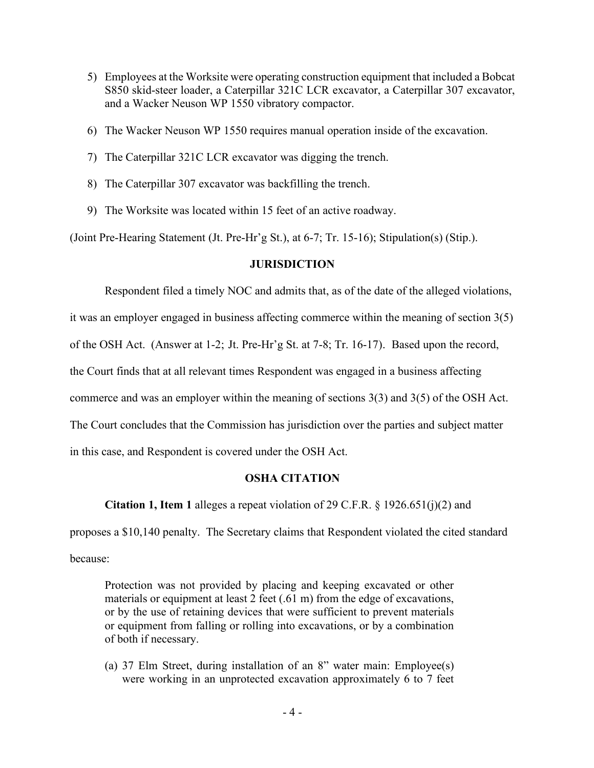5) Employees at the Worksite were operating construction equipment that included a Bobcat S850 skid-steer loader, a Caterpillar 321C LCR excavator, a Caterpillar 307 excavator, and a Wacker Neuson WP 1550 vibratory compactor.

6) The Wacker Neuson WP 1550 requires manual operation inside of the excavation.

7) The Caterpillar 321C LCR excavator was digging the trench.

8) The Caterpillar 307 excavator was backfilling the trench.

9) The Worksite was located within 15 feet of an active roadway.

(Joint Pre-Hearing Statement (Jt. Pre-Hr'g St.), at 6-7; Tr. 15-16); Stipulation(s) (Stip.).

## JURISDICTION

Respondent filed a timely NOC and admits that, as of the date of the alleged violations, it was an employer engaged in business affecting commerce within the meaning of section 3(5) of the OSH Act. (Answer at 1-2; Jt. Pre-Hr'g St. at 7-8; Tr. 16-17). Based upon the record, the Court finds that at all relevant times Respondent was engaged in a business affecting commerce and was an employer within the meaning of sections 3(3) and 3(5) of the OSH Act. The Court concludes that the Commission has jurisdiction over the parties and subject matter in this case, and Respondent is covered under the OSH Act.

## OSHA CITATION

**Citation 1, Item 1** alleges a repeat violation of 29 C.F.R. § 1926.651(j)(2) and proposes a $10,140 penalty. The Secretary claims that Respondent violated the cited standard because:

> Protection was not provided by placing and keeping excavated or other materials or equipment at least 2 feet (.61 m) from the edge of excavations, or by the use of retaining devices that were sufficient to prevent materials or equipment from falling or rolling into excavations, or by a combination of both if necessary.
>
> (a) 37 Elm Street, during installation of an 8" water main: Employee(s) were working in an unprotected excavation approximately 6 to 7 feet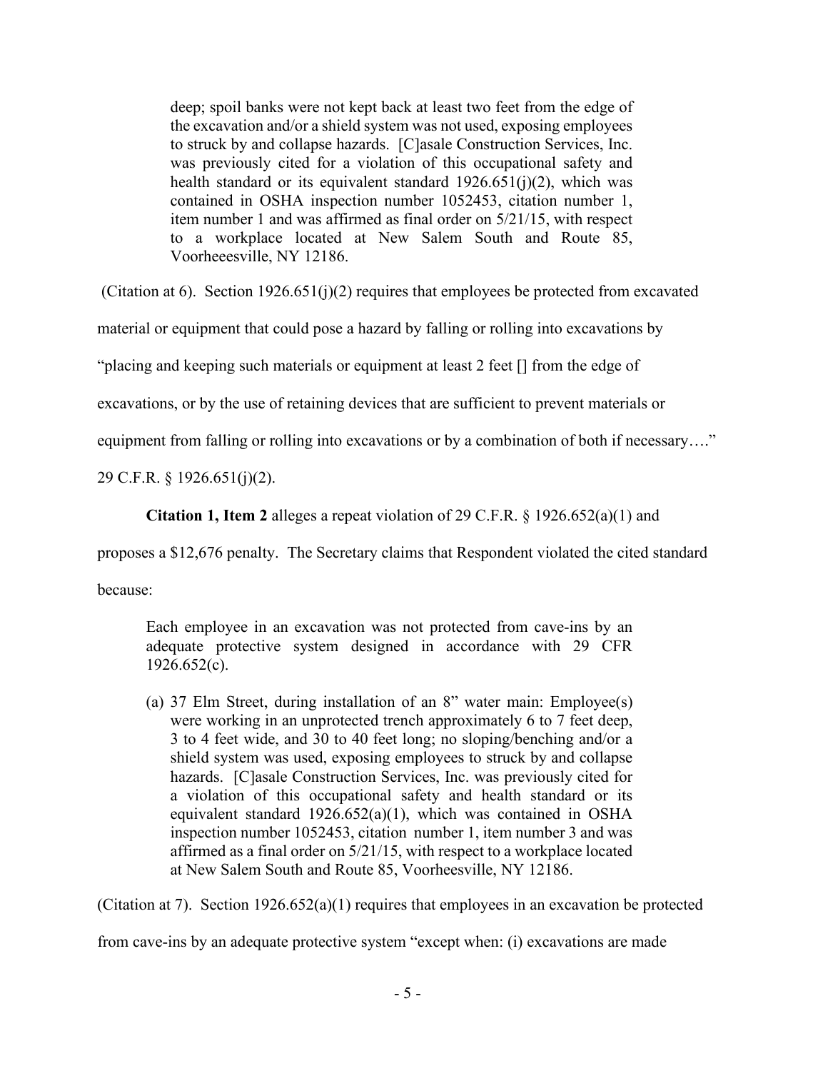> deep; spoil banks were not kept back at least two feet from the edge of the excavation and/or a shield system was not used, exposing employees to struck by and collapse hazards. [C]asale Construction Services, Inc. was previously cited for a violation of this occupational safety and health standard or its equivalent standard 1926.651(j)(2), which was contained in OSHA inspection number 1052453, citation number 1, item number 1 and was affirmed as final order on 5/21/15, with respect to a workplace located at New Salem South and Route 85, Voorheeesville, NY 12186.

(Citation at 6). Section 1926.651(j)(2) requires that employees be protected from excavated material or equipment that could pose a hazard by falling or rolling into excavations by "placing and keeping such materials or equipment at least 2 feet [] from the edge of excavations, or by the use of retaining devices that are sufficient to prevent materials or equipment from falling or rolling into excavations or by a combination of both if necessary…." 29 C.F.R. § 1926.651(j)(2).

**Citation 1, Item 2** alleges a repeat violation of 29 C.F.R. § 1926.652(a)(1) and proposes a $12,676 penalty. The Secretary claims that Respondent violated the cited standard because:

> Each employee in an excavation was not protected from cave-ins by an adequate protective system designed in accordance with 29 CFR 1926.652(c).
>
> (a) 37 Elm Street, during installation of an 8" water main: Employee(s) were working in an unprotected trench approximately 6 to 7 feet deep, 3 to 4 feet wide, and 30 to 40 feet long; no sloping/benching and/or a shield system was used, exposing employees to struck by and collapse hazards. [C]asale Construction Services, Inc. was previously cited for a violation of this occupational safety and health standard or its equivalent standard 1926.652(a)(1), which was contained in OSHA inspection number 1052453, citation number 1, item number 3 and was affirmed as a final order on 5/21/15, with respect to a workplace located at New Salem South and Route 85, Voorheesville, NY 12186.

(Citation at 7). Section 1926.652(a)(1) requires that employees in an excavation be protected from cave-ins by an adequate protective system "except when: (i) excavations are made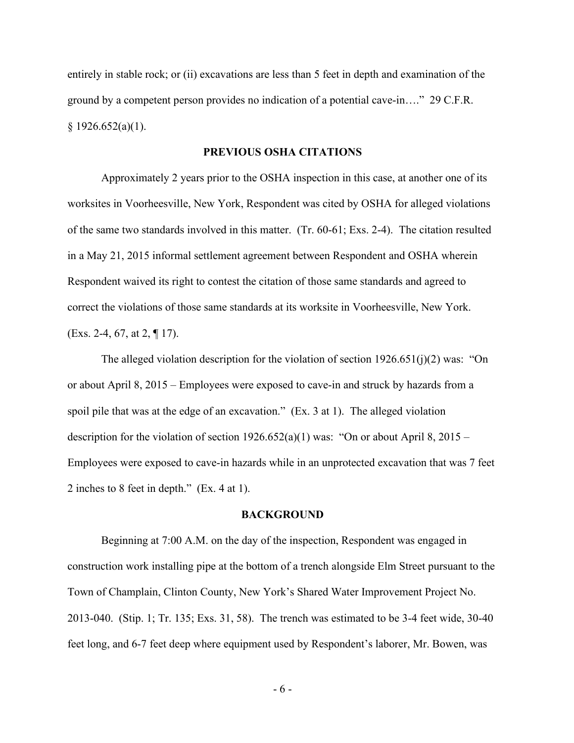entirely in stable rock; or (ii) excavations are less than 5 feet in depth and examination of the ground by a competent person provides no indication of a potential cave-in…." 29 C.F.R. § 1926.652(a)(1).

## PREVIOUS OSHA CITATIONS

Approximately 2 years prior to the OSHA inspection in this case, at another one of its worksites in Voorheesville, New York, Respondent was cited by OSHA for alleged violations of the same two standards involved in this matter. (Tr. 60-61; Exs. 2-4). The citation resulted in a May 21, 2015 informal settlement agreement between Respondent and OSHA wherein Respondent waived its right to contest the citation of those same standards and agreed to correct the violations of those same standards at its worksite in Voorheesville, New York. (Exs. 2-4, 67, at 2, ¶ 17).

The alleged violation description for the violation of section 1926.651(j)(2) was: "On or about April 8, 2015 – Employees were exposed to cave-in and struck by hazards from a spoil pile that was at the edge of an excavation." (Ex. 3 at 1). The alleged violation description for the violation of section 1926.652(a)(1) was: "On or about April 8, 2015 – Employees were exposed to cave-in hazards while in an unprotected excavation that was 7 feet 2 inches to 8 feet in depth." (Ex. 4 at 1).

## BACKGROUND

Beginning at 7:00 A.M. on the day of the inspection, Respondent was engaged in construction work installing pipe at the bottom of a trench alongside Elm Street pursuant to the Town of Champlain, Clinton County, New York's Shared Water Improvement Project No. 2013-040. (Stip. 1; Tr. 135; Exs. 31, 58). The trench was estimated to be 3-4 feet wide, 30-40 feet long, and 6-7 feet deep where equipment used by Respondent's laborer, Mr. Bowen, was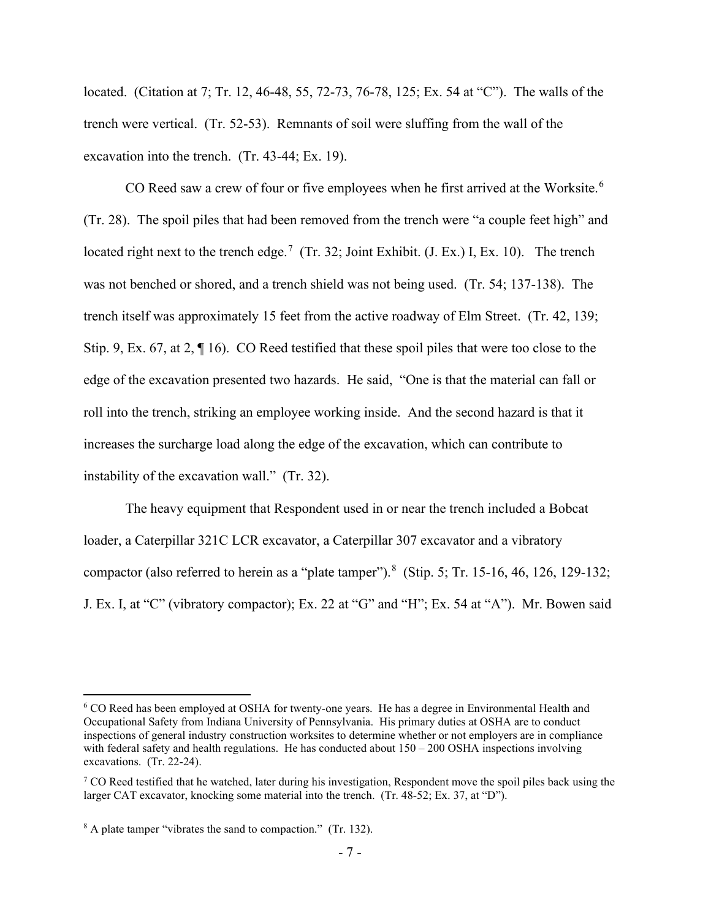located. (Citation at 7; Tr. 12, 46-48, 55, 72-73, 76-78, 125; Ex. 54 at "C"). The walls of the trench were vertical. (Tr. 52-53). Remnants of soil were sluffing from the wall of the excavation into the trench. (Tr. 43-44; Ex. 19).

CO Reed saw a crew of four or five employees when he first arrived at the Worksite.[6] (Tr. 28). The spoil piles that had been removed from the trench were "a couple feet high" and located right next to the trench edge.[7] (Tr. 32; Joint Exhibit. (J. Ex.) I, Ex. 10). The trench was not benched or shored, and a trench shield was not being used. (Tr. 54; 137-138). The trench itself was approximately 15 feet from the active roadway of Elm Street. (Tr. 42, 139; Stip. 9, Ex. 67, at 2, ¶ 16). CO Reed testified that these spoil piles that were too close to the edge of the excavation presented two hazards. He said, "One is that the material can fall or roll into the trench, striking an employee working inside. And the second hazard is that it increases the surcharge load along the edge of the excavation, which can contribute to instability of the excavation wall." (Tr. 32).

The heavy equipment that Respondent used in or near the trench included a Bobcat loader, a Caterpillar 321C LCR excavator, a Caterpillar 307 excavator and a vibratory compactor (also referred to herein as a "plate tamper").[8] (Stip. 5; Tr. 15-16, 46, 126, 129-132; J. Ex. I, at "C" (vibratory compactor); Ex. 22 at "G" and "H"; Ex. 54 at "A"). Mr. Bowen said

---

[6] CO Reed has been employed at OSHA for twenty-one years. He has a degree in Environmental Health and Occupational Safety from Indiana University of Pennsylvania. His primary duties at OSHA are to conduct inspections of general industry construction worksites to determine whether or not employers are in compliance with federal safety and health regulations. He has conducted about 150 – 200 OSHA inspections involving excavations. (Tr. 22-24).

[7] CO Reed testified that he watched, later during his investigation, Respondent move the spoil piles back using the larger CAT excavator, knocking some material into the trench. (Tr. 48-52; Ex. 37, at "D").

[8] A plate tamper "vibrates the sand to compaction." (Tr. 132).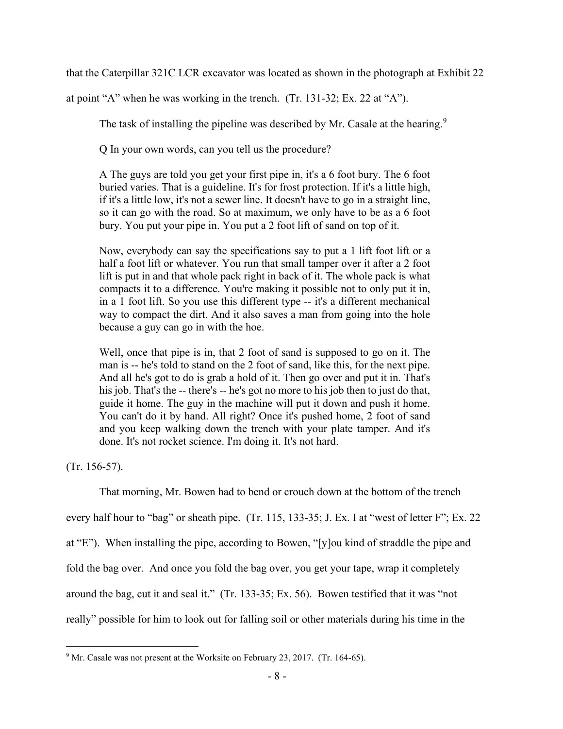that the Caterpillar 321C LCR excavator was located as shown in the photograph at Exhibit 22 at point "A" when he was working in the trench. (Tr. 131-32; Ex. 22 at "A").

The task of installing the pipeline was described by Mr. Casale at the hearing.[9]

> Q In your own words, can you tell us the procedure?
>
> A The guys are told you get your first pipe in, it's a 6 foot bury. The 6 foot buried varies. That is a guideline. It's for frost protection. If it's a little high, if it's a little low, it's not a sewer line. It doesn't have to go in a straight line, so it can go with the road. So at maximum, we only have to be as a 6 foot bury. You put your pipe in. You put a 2 foot lift of sand on top of it.
>
> Now, everybody can say the specifications say to put a 1 lift foot lift or a half a foot lift or whatever. You run that small tamper over it after a 2 foot lift is put in and that whole pack right in back of it. The whole pack is what compacts it to a difference. You're making it possible not to only put it in, in a 1 foot lift. So you use this different type -- it's a different mechanical way to compact the dirt. And it also saves a man from going into the hole because a guy can go in with the hoe.
>
> Well, once that pipe is in, that 2 foot of sand is supposed to go on it. The man is -- he's told to stand on the 2 foot of sand, like this, for the next pipe. And all he's got to do is grab a hold of it. Then go over and put it in. That's his job. That's the -- there's -- he's got no more to his job then to just do that, guide it home. The guy in the machine will put it down and push it home. You can't do it by hand. All right? Once it's pushed home, 2 foot of sand and you keep walking down the trench with your plate tamper. And it's done. It's not rocket science. I'm doing it. It's not hard.

(Tr. 156-57).

That morning, Mr. Bowen had to bend or crouch down at the bottom of the trench every half hour to "bag" or sheath pipe. (Tr. 115, 133-35; J. Ex. I at "west of letter F"; Ex. 22 at "E"). When installing the pipe, according to Bowen, "[y]ou kind of straddle the pipe and fold the bag over. And once you fold the bag over, you get your tape, wrap it completely around the bag, cut it and seal it." (Tr. 133-35; Ex. 56). Bowen testified that it was "not really" possible for him to look out for falling soil or other materials during his time in the

---

[9] Mr. Casale was not present at the Worksite on February 23, 2017. (Tr. 164-65).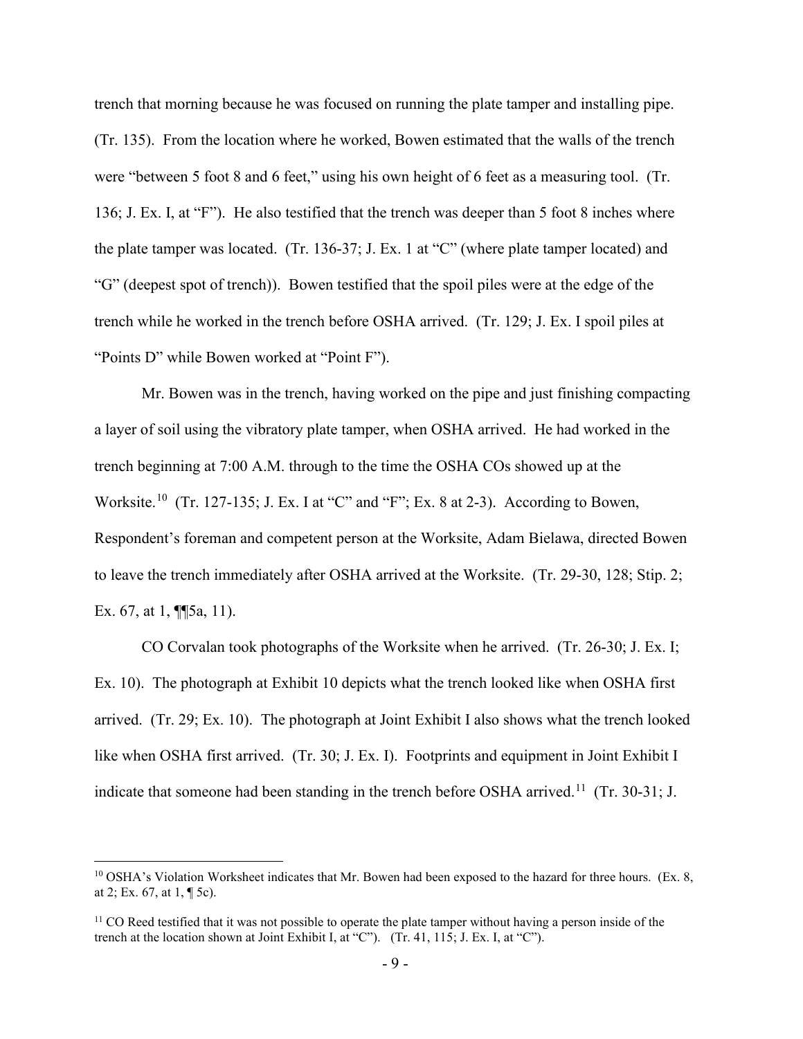trench that morning because he was focused on running the plate tamper and installing pipe. (Tr. 135). From the location where he worked, Bowen estimated that the walls of the trench were "between 5 foot 8 and 6 feet," using his own height of 6 feet as a measuring tool. (Tr. 136; J. Ex. I, at "F"). He also testified that the trench was deeper than 5 foot 8 inches where the plate tamper was located. (Tr. 136-37; J. Ex. 1 at "C" (where plate tamper located) and "G" (deepest spot of trench)). Bowen testified that the spoil piles were at the edge of the trench while he worked in the trench before OSHA arrived. (Tr. 129; J. Ex. I spoil piles at "Points D" while Bowen worked at "Point F").

Mr. Bowen was in the trench, having worked on the pipe and just finishing compacting a layer of soil using the vibratory plate tamper, when OSHA arrived. He had worked in the trench beginning at 7:00 A.M. through to the time the OSHA COs showed up at the Worksite.[10] (Tr. 127-135; J. Ex. I at "C" and "F"; Ex. 8 at 2-3). According to Bowen, Respondent's foreman and competent person at the Worksite, Adam Bielawa, directed Bowen to leave the trench immediately after OSHA arrived at the Worksite. (Tr. 29-30, 128; Stip. 2; Ex. 67, at 1, ¶¶5a, 11).

CO Corvalan took photographs of the Worksite when he arrived. (Tr. 26-30; J. Ex. I; Ex. 10). The photograph at Exhibit 10 depicts what the trench looked like when OSHA first arrived. (Tr. 29; Ex. 10). The photograph at Joint Exhibit I also shows what the trench looked like when OSHA first arrived. (Tr. 30; J. Ex. I). Footprints and equipment in Joint Exhibit I indicate that someone had been standing in the trench before OSHA arrived.[11] (Tr. 30-31; J.

---

[10] OSHA's Violation Worksheet indicates that Mr. Bowen had been exposed to the hazard for three hours. (Ex. 8, at 2; Ex. 67, at 1, ¶ 5c).

[11] CO Reed testified that it was not possible to operate the plate tamper without having a person inside of the trench at the location shown at Joint Exhibit I, at "C"). (Tr. 41, 115; J. Ex. I, at "C").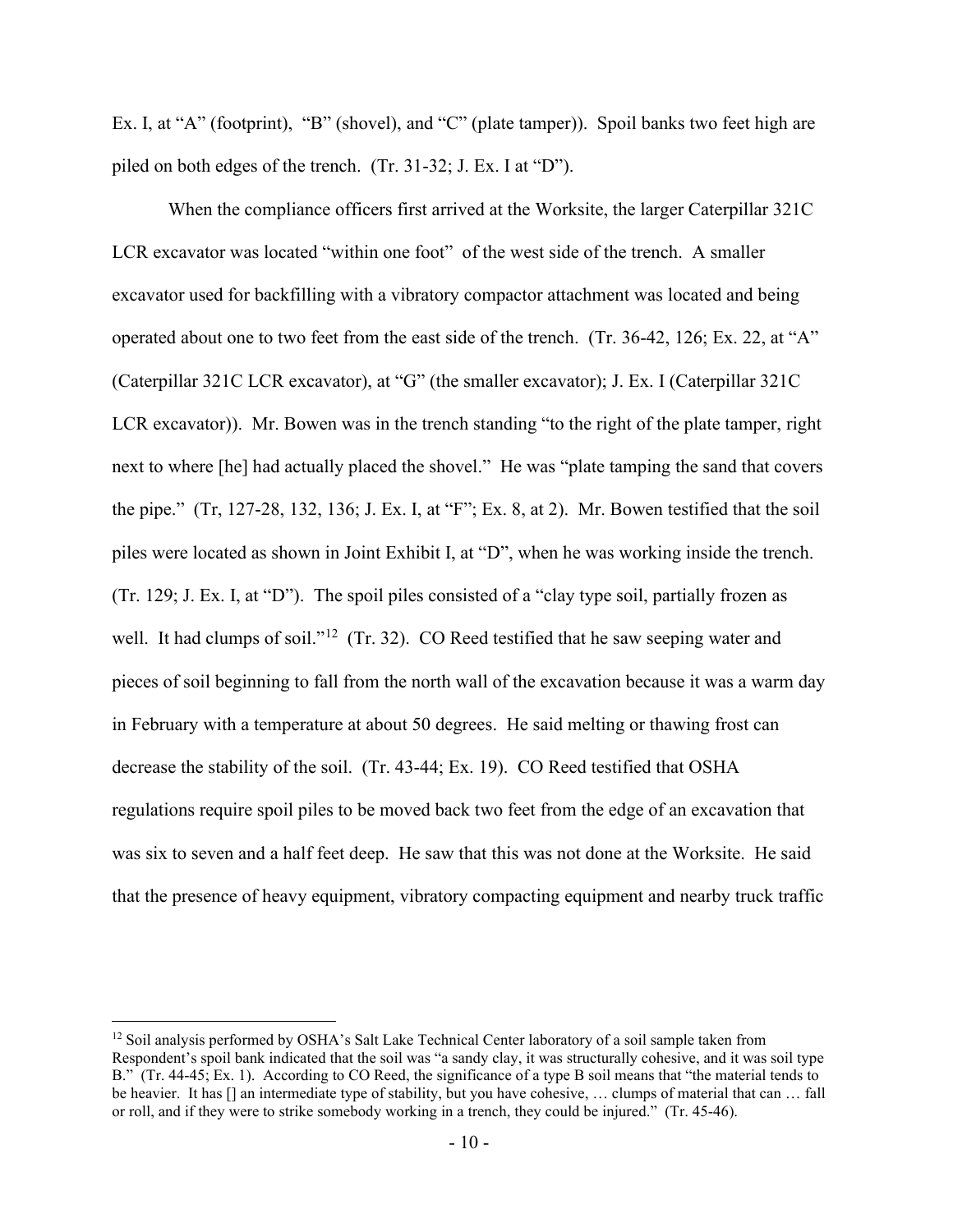Ex. I, at "A" (footprint), "B" (shovel), and "C" (plate tamper)). Spoil banks two feet high are piled on both edges of the trench. (Tr. 31-32; J. Ex. I at "D").

When the compliance officers first arrived at the Worksite, the larger Caterpillar 321C LCR excavator was located "within one foot" of the west side of the trench. A smaller excavator used for backfilling with a vibratory compactor attachment was located and being operated about one to two feet from the east side of the trench. (Tr. 36-42, 126; Ex. 22, at "A" (Caterpillar 321C LCR excavator), at "G" (the smaller excavator); J. Ex. I (Caterpillar 321C LCR excavator)). Mr. Bowen was in the trench standing "to the right of the plate tamper, right next to where [he] had actually placed the shovel." He was "plate tamping the sand that covers the pipe." (Tr, 127-28, 132, 136; J. Ex. I, at "F"; Ex. 8, at 2). Mr. Bowen testified that the soil piles were located as shown in Joint Exhibit I, at "D", when he was working inside the trench. (Tr. 129; J. Ex. I, at "D"). The spoil piles consisted of a "clay type soil, partially frozen as well. It had clumps of soil."[12] (Tr. 32). CO Reed testified that he saw seeping water and pieces of soil beginning to fall from the north wall of the excavation because it was a warm day in February with a temperature at about 50 degrees. He said melting or thawing frost can decrease the stability of the soil. (Tr. 43-44; Ex. 19). CO Reed testified that OSHA regulations require spoil piles to be moved back two feet from the edge of an excavation that was six to seven and a half feet deep. He saw that this was not done at the Worksite. He said that the presence of heavy equipment, vibratory compacting equipment and nearby truck traffic

---

[12] Soil analysis performed by OSHA's Salt Lake Technical Center laboratory of a soil sample taken from Respondent's spoil bank indicated that the soil was "a sandy clay, it was structurally cohesive, and it was soil type B." (Tr. 44-45; Ex. 1). According to CO Reed, the significance of a type B soil means that "the material tends to be heavier. It has [] an intermediate type of stability, but you have cohesive, … clumps of material that can … fall or roll, and if they were to strike somebody working in a trench, they could be injured." (Tr. 45-46).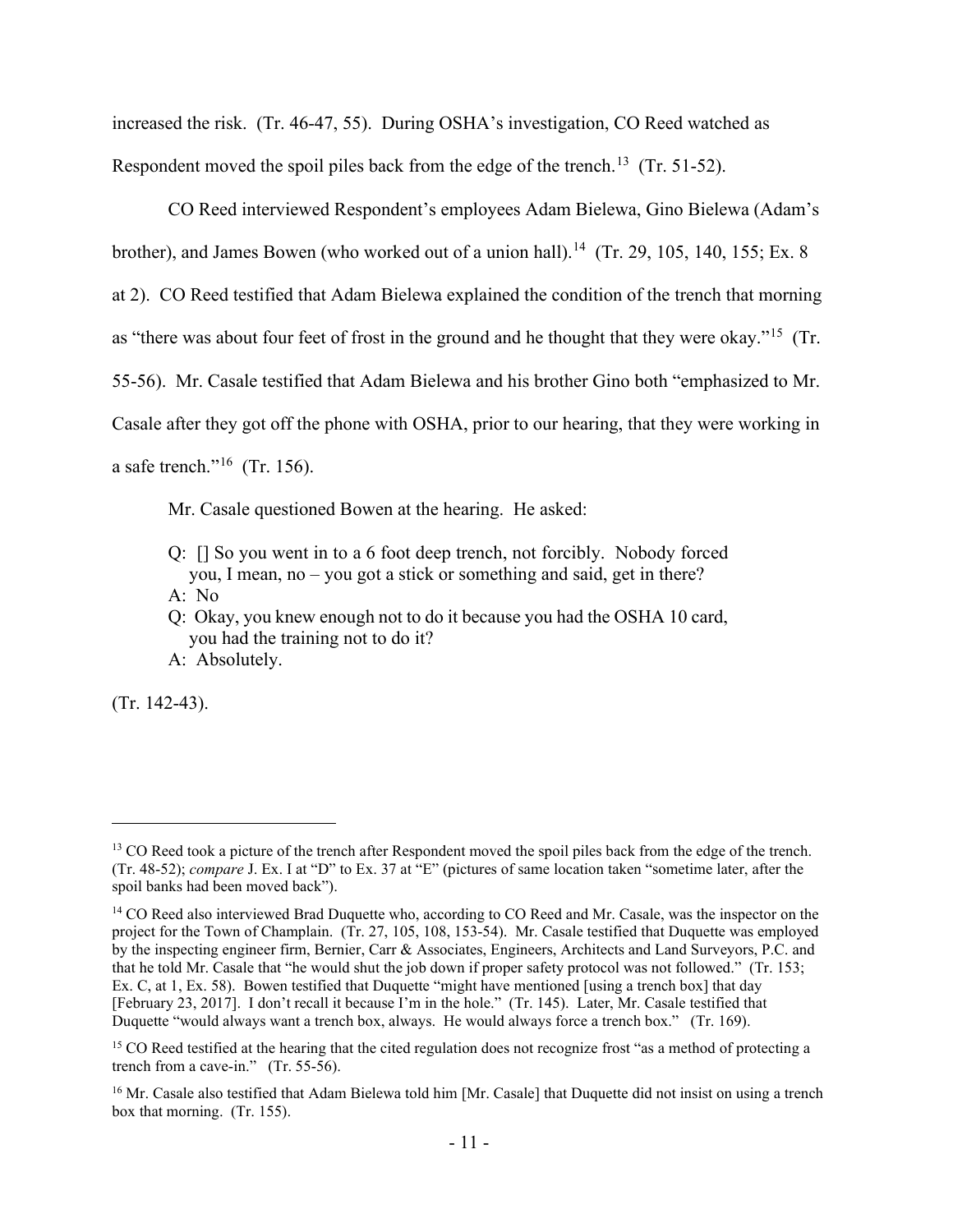increased the risk. (Tr. 46-47, 55). During OSHA's investigation, CO Reed watched as Respondent moved the spoil piles back from the edge of the trench.[13] (Tr. 51-52).

CO Reed interviewed Respondent's employees Adam Bielewa, Gino Bielewa (Adam's brother), and James Bowen (who worked out of a union hall).[14] (Tr. 29, 105, 140, 155; Ex. 8 at 2). CO Reed testified that Adam Bielewa explained the condition of the trench that morning as "there was about four feet of frost in the ground and he thought that they were okay."[15] (Tr. 55-56). Mr. Casale testified that Adam Bielewa and his brother Gino both "emphasized to Mr. Casale after they got off the phone with OSHA, prior to our hearing, that they were working in a safe trench."[16] (Tr. 156).

Mr. Casale questioned Bowen at the hearing. He asked:

> Q: [] So you went in to a 6 foot deep trench, not forcibly. Nobody forced you, I mean, no – you got a stick or something and said, get in there?
> A: No
> Q: Okay, you knew enough not to do it because you had the OSHA 10 card, you had the training not to do it?
> A: Absolutely.

(Tr. 142-43).

---

[13] CO Reed took a picture of the trench after Respondent moved the spoil piles back from the edge of the trench. (Tr. 48-52); *compare* J. Ex. I at "D" to Ex. 37 at "E" (pictures of same location taken "sometime later, after the spoil banks had been moved back").

[14] CO Reed also interviewed Brad Duquette who, according to CO Reed and Mr. Casale, was the inspector on the project for the Town of Champlain. (Tr. 27, 105, 108, 153-54). Mr. Casale testified that Duquette was employed by the inspecting engineer firm, Bernier, Carr & Associates, Engineers, Architects and Land Surveyors, P.C. and that he told Mr. Casale that "he would shut the job down if proper safety protocol was not followed." (Tr. 153; Ex. C, at 1, Ex. 58). Bowen testified that Duquette "might have mentioned [using a trench box] that day [February 23, 2017]. I don't recall it because I'm in the hole." (Tr. 145). Later, Mr. Casale testified that Duquette "would always want a trench box, always. He would always force a trench box." (Tr. 169).

[15] CO Reed testified at the hearing that the cited regulation does not recognize frost "as a method of protecting a trench from a cave-in." (Tr. 55-56).

[16] Mr. Casale also testified that Adam Bielewa told him [Mr. Casale] that Duquette did not insist on using a trench box that morning. (Tr. 155).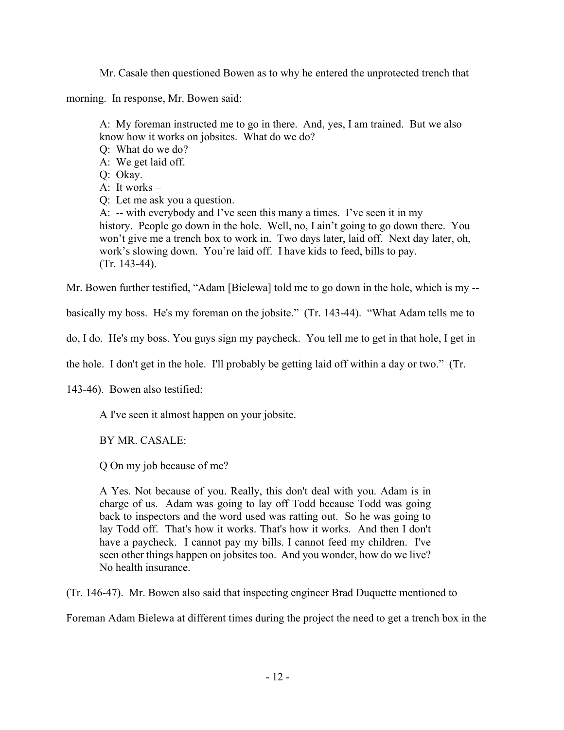Mr. Casale then questioned Bowen as to why he entered the unprotected trench that morning. In response, Mr. Bowen said:

> A: My foreman instructed me to go in there. And, yes, I am trained. But we also know how it works on jobsites. What do we do?
> Q: What do we do?
> A: We get laid off.
> Q: Okay.
> A: It works –
> Q: Let me ask you a question.
> A: -- with everybody and I've seen this many a times. I've seen it in my history. People go down in the hole. Well, no, I ain't going to go down there. You won't give me a trench box to work in. Two days later, laid off. Next day later, oh, work's slowing down. You're laid off. I have kids to feed, bills to pay.
> (Tr. 143-44).

Mr. Bowen further testified, "Adam [Bielewa] told me to go down in the hole, which is my -- basically my boss. He's my foreman on the jobsite." (Tr. 143-44). "What Adam tells me to do, I do. He's my boss. You guys sign my paycheck. You tell me to get in that hole, I get in the hole. I don't get in the hole. I'll probably be getting laid off within a day or two." (Tr. 143-46). Bowen also testified:

> A I've seen it almost happen on your jobsite.
>
> BY MR. CASALE:
>
> Q On my job because of me?
>
> A Yes. Not because of you. Really, this don't deal with you. Adam is in charge of us. Adam was going to lay off Todd because Todd was going back to inspectors and the word used was ratting out. So he was going to lay Todd off. That's how it works. That's how it works. And then I don't have a paycheck. I cannot pay my bills. I cannot feed my children. I've seen other things happen on jobsites too. And you wonder, how do we live? No health insurance.

(Tr. 146-47). Mr. Bowen also said that inspecting engineer Brad Duquette mentioned to Foreman Adam Bielewa at different times during the project the need to get a trench box in the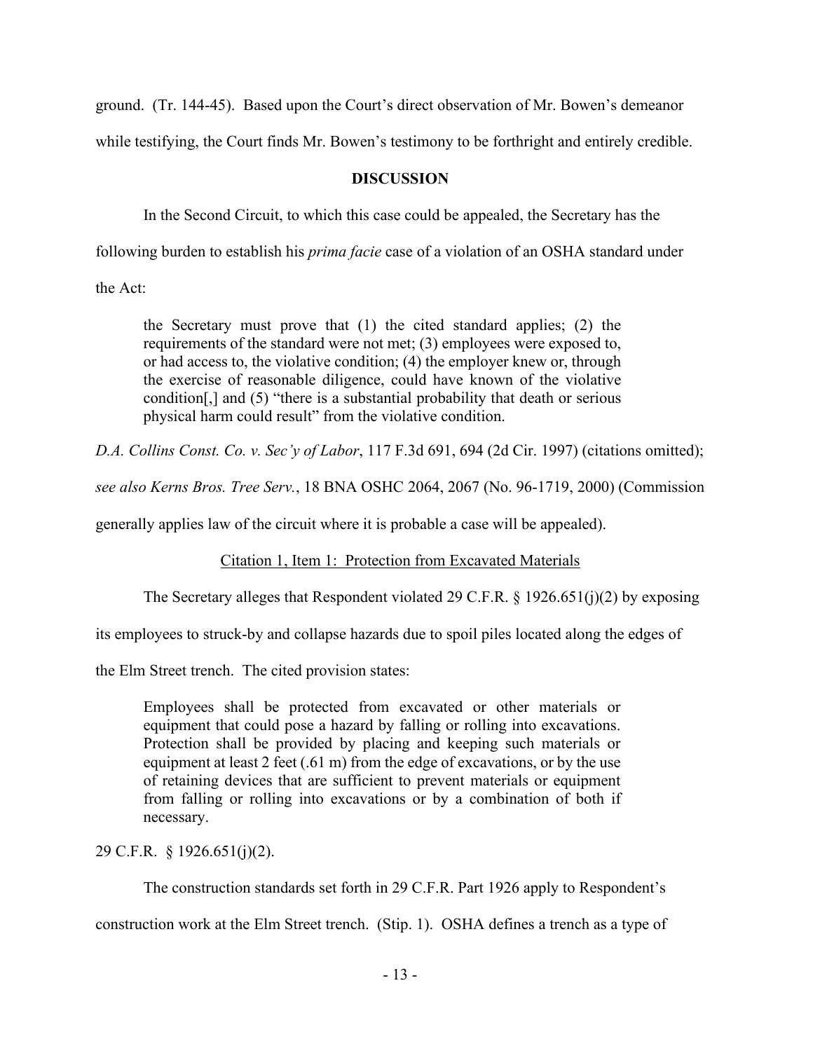ground. (Tr. 144-45). Based upon the Court's direct observation of Mr. Bowen's demeanor while testifying, the Court finds Mr. Bowen's testimony to be forthright and entirely credible.

## DISCUSSION

In the Second Circuit, to which this case could be appealed, the Secretary has the following burden to establish his *prima facie* case of a violation of an OSHA standard under the Act:

> the Secretary must prove that (1) the cited standard applies; (2) the requirements of the standard were not met; (3) employees were exposed to, or had access to, the violative condition; (4) the employer knew or, through the exercise of reasonable diligence, could have known of the violative condition[,] and (5) "there is a substantial probability that death or serious physical harm could result" from the violative condition.

*D.A. Collins Const. Co. v. Sec'y of Labor*, 117 F.3d 691, 694 (2d Cir. 1997) (citations omitted); *see also Kerns Bros. Tree Serv.*, 18 BNA OSHC 2064, 2067 (No. 96-1719, 2000) (Commission generally applies law of the circuit where it is probable a case will be appealed).

### Citation 1, Item 1: Protection from Excavated Materials

The Secretary alleges that Respondent violated 29 C.F.R. § 1926.651(j)(2) by exposing its employees to struck-by and collapse hazards due to spoil piles located along the edges of the Elm Street trench. The cited provision states:

> Employees shall be protected from excavated or other materials or equipment that could pose a hazard by falling or rolling into excavations. Protection shall be provided by placing and keeping such materials or equipment at least 2 feet (.61 m) from the edge of excavations, or by the use of retaining devices that are sufficient to prevent materials or equipment from falling or rolling into excavations or by a combination of both if necessary.

29 C.F.R. § 1926.651(j)(2).

The construction standards set forth in 29 C.F.R. Part 1926 apply to Respondent's construction work at the Elm Street trench. (Stip. 1). OSHA defines a trench as a type of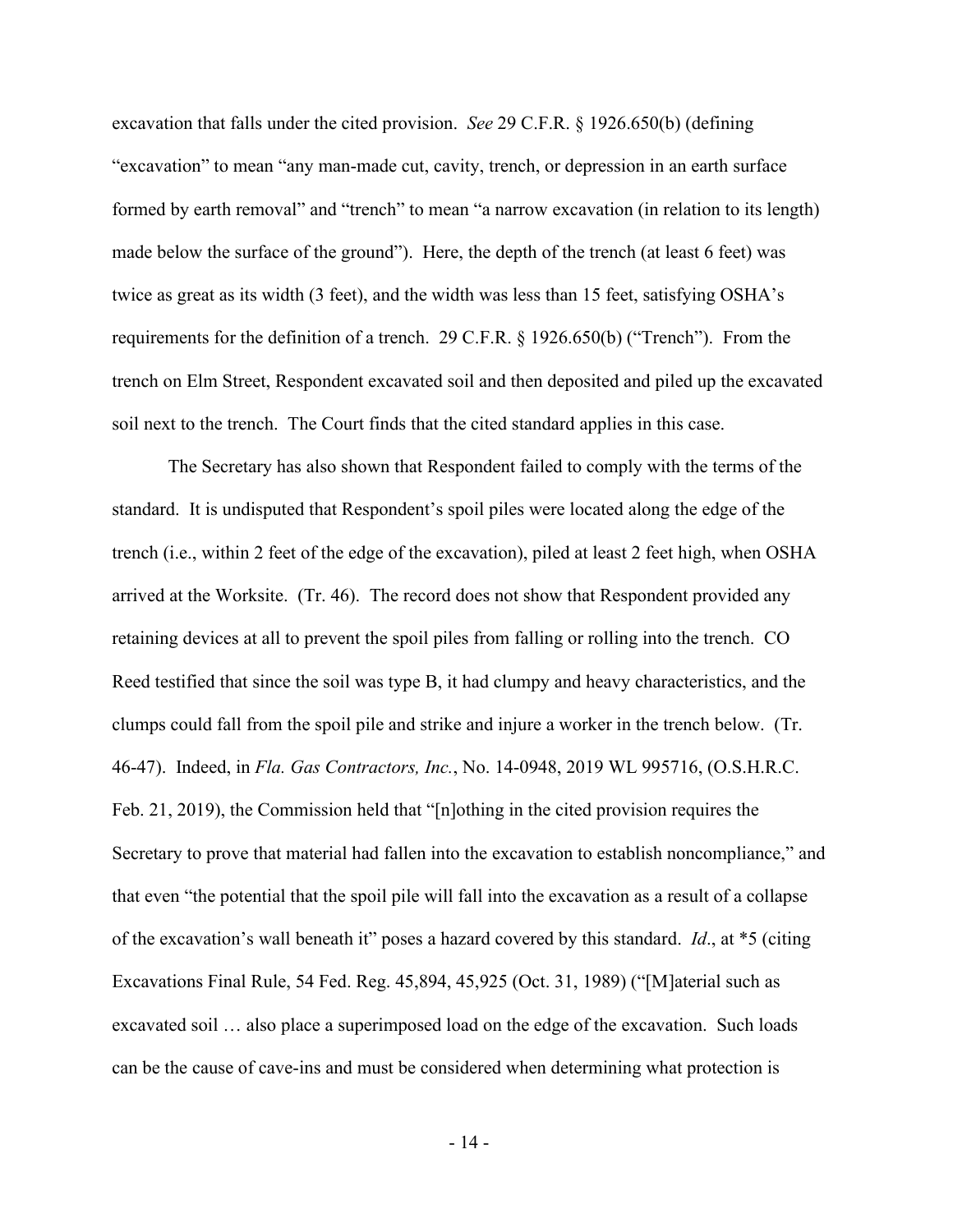excavation that falls under the cited provision. *See* 29 C.F.R. § 1926.650(b) (defining "excavation" to mean "any man-made cut, cavity, trench, or depression in an earth surface formed by earth removal" and "trench" to mean "a narrow excavation (in relation to its length) made below the surface of the ground"). Here, the depth of the trench (at least 6 feet) was twice as great as its width (3 feet), and the width was less than 15 feet, satisfying OSHA's requirements for the definition of a trench. 29 C.F.R. § 1926.650(b) ("Trench"). From the trench on Elm Street, Respondent excavated soil and then deposited and piled up the excavated soil next to the trench. The Court finds that the cited standard applies in this case.

The Secretary has also shown that Respondent failed to comply with the terms of the standard. It is undisputed that Respondent's spoil piles were located along the edge of the trench (i.e., within 2 feet of the edge of the excavation), piled at least 2 feet high, when OSHA arrived at the Worksite. (Tr. 46). The record does not show that Respondent provided any retaining devices at all to prevent the spoil piles from falling or rolling into the trench. CO Reed testified that since the soil was type B, it had clumpy and heavy characteristics, and the clumps could fall from the spoil pile and strike and injure a worker in the trench below. (Tr. 46-47). Indeed, in *Fla. Gas Contractors, Inc.*, No. 14-0948, 2019 WL 995716, (O.S.H.R.C. Feb. 21, 2019), the Commission held that "[n]othing in the cited provision requires the Secretary to prove that material had fallen into the excavation to establish noncompliance," and that even "the potential that the spoil pile will fall into the excavation as a result of a collapse of the excavation's wall beneath it" poses a hazard covered by this standard. *Id*., at *5 (citing Excavations Final Rule, 54 Fed. Reg. 45,894, 45,925 (Oct. 31, 1989) ("[M]aterial such as excavated soil … also place a superimposed load on the edge of the excavation. Such loads can be the cause of cave-ins and must be considered when determining what protection is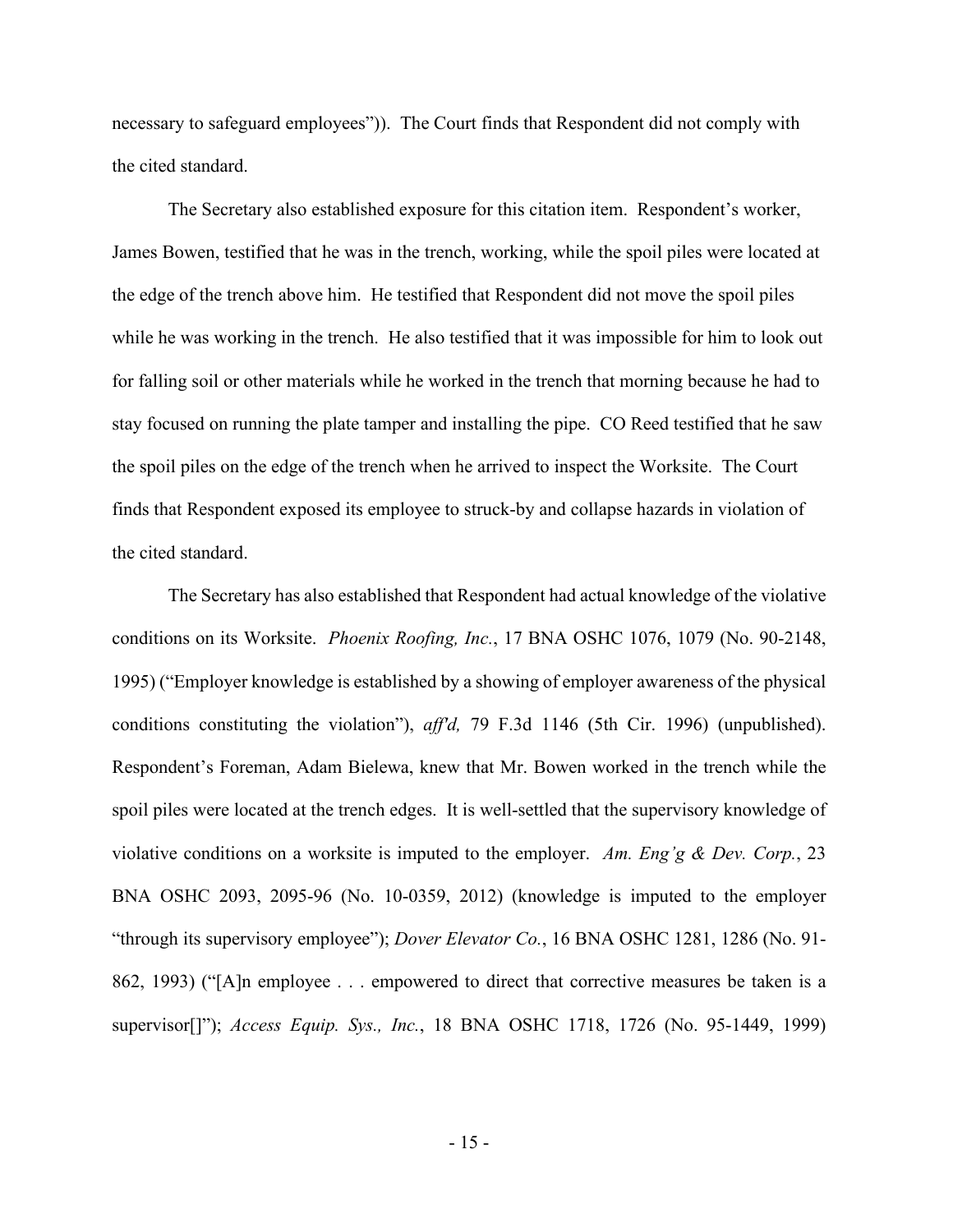necessary to safeguard employees")). The Court finds that Respondent did not comply with the cited standard.

The Secretary also established exposure for this citation item. Respondent's worker, James Bowen, testified that he was in the trench, working, while the spoil piles were located at the edge of the trench above him. He testified that Respondent did not move the spoil piles while he was working in the trench. He also testified that it was impossible for him to look out for falling soil or other materials while he worked in the trench that morning because he had to stay focused on running the plate tamper and installing the pipe. CO Reed testified that he saw the spoil piles on the edge of the trench when he arrived to inspect the Worksite. The Court finds that Respondent exposed its employee to struck-by and collapse hazards in violation of the cited standard.

The Secretary has also established that Respondent had actual knowledge of the violative conditions on its Worksite. *Phoenix Roofing, Inc.*, 17 BNA OSHC 1076, 1079 (No. 90-2148, 1995) ("Employer knowledge is established by a showing of employer awareness of the physical conditions constituting the violation"), *aff'd,* 79 F.3d 1146 (5th Cir. 1996) (unpublished). Respondent's Foreman, Adam Bielewa, knew that Mr. Bowen worked in the trench while the spoil piles were located at the trench edges. It is well-settled that the supervisory knowledge of violative conditions on a worksite is imputed to the employer. *Am. Eng'g & Dev. Corp.*, 23 BNA OSHC 2093, 2095-96 (No. 10-0359, 2012) (knowledge is imputed to the employer "through its supervisory employee"); *Dover Elevator Co.*, 16 BNA OSHC 1281, 1286 (No. 91-862, 1993) ("[A]n employee . . . empowered to direct that corrective measures be taken is a supervisor[]"); *Access Equip. Sys., Inc.*, 18 BNA OSHC 1718, 1726 (No. 95-1449, 1999)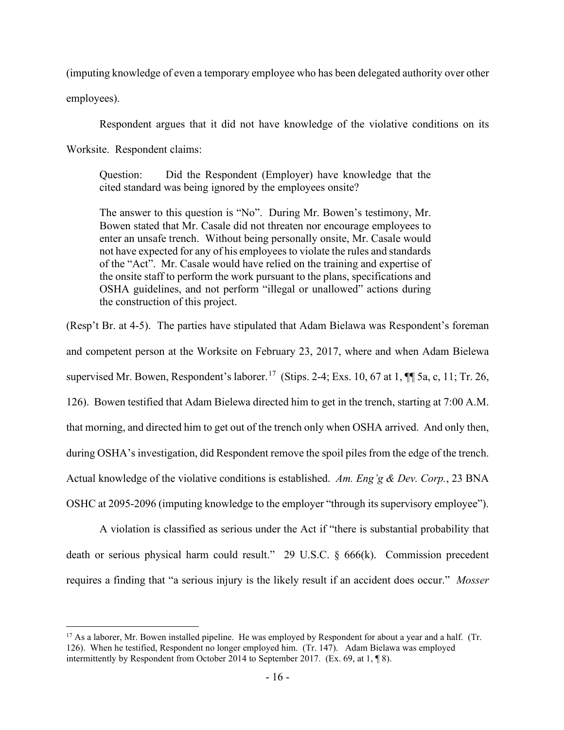(imputing knowledge of even a temporary employee who has been delegated authority over other employees).

Respondent argues that it did not have knowledge of the violative conditions on its Worksite. Respondent claims:

> Question: Did the Respondent (Employer) have knowledge that the cited standard was being ignored by the employees onsite?
>
> The answer to this question is "No". During Mr. Bowen's testimony, Mr. Bowen stated that Mr. Casale did not threaten nor encourage employees to enter an unsafe trench. Without being personally onsite, Mr. Casale would not have expected for any of his employees to violate the rules and standards of the "Act". Mr. Casale would have relied on the training and expertise of the onsite staff to perform the work pursuant to the plans, specifications and OSHA guidelines, and not perform "illegal or unallowed" actions during the construction of this project.

(Resp't Br. at 4-5). The parties have stipulated that Adam Bielawa was Respondent's foreman and competent person at the Worksite on February 23, 2017, where and when Adam Bielewa supervised Mr. Bowen, Respondent's laborer.[17] (Stips. 2-4; Exs. 10, 67 at 1, ¶¶ 5a, c, 11; Tr. 26, 126). Bowen testified that Adam Bielewa directed him to get in the trench, starting at 7:00 A.M. that morning, and directed him to get out of the trench only when OSHA arrived. And only then, during OSHA's investigation, did Respondent remove the spoil piles from the edge of the trench. Actual knowledge of the violative conditions is established. *Am. Eng'g & Dev. Corp.*, 23 BNA OSHC at 2095-2096 (imputing knowledge to the employer "through its supervisory employee").

A violation is classified as serious under the Act if "there is substantial probability that death or serious physical harm could result." 29 U.S.C. § 666(k). Commission precedent requires a finding that "a serious injury is the likely result if an accident does occur." *Mosser*

---

[17] As a laborer, Mr. Bowen installed pipeline. He was employed by Respondent for about a year and a half. (Tr. 126). When he testified, Respondent no longer employed him. (Tr. 147). Adam Bielawa was employed intermittently by Respondent from October 2014 to September 2017. (Ex. 69, at 1, ¶ 8).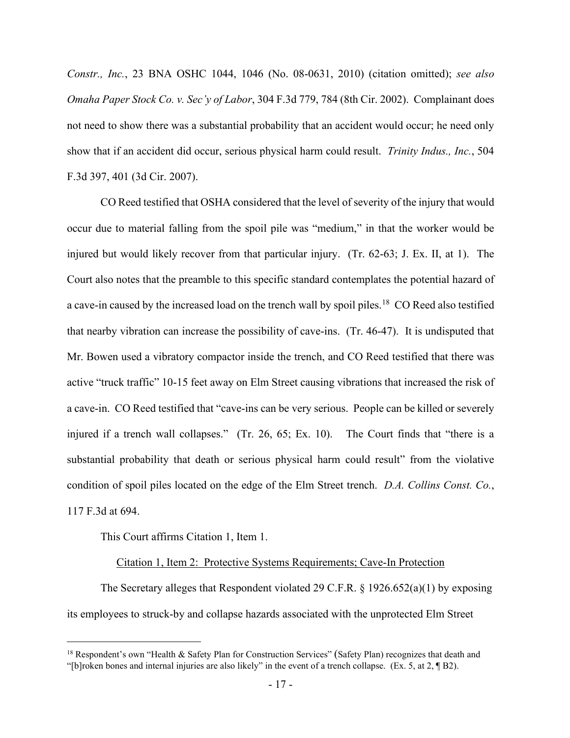*Constr., Inc.*, 23 BNA OSHC 1044, 1046 (No. 08-0631, 2010) (citation omitted); *see also Omaha Paper Stock Co. v. Sec'y of Labor*, 304 F.3d 779, 784 (8th Cir. 2002). Complainant does not need to show there was a substantial probability that an accident would occur; he need only show that if an accident did occur, serious physical harm could result. *Trinity Indus., Inc.*, 504 F.3d 397, 401 (3d Cir. 2007).

CO Reed testified that OSHA considered that the level of severity of the injury that would occur due to material falling from the spoil pile was "medium," in that the worker would be injured but would likely recover from that particular injury. (Tr. 62-63; J. Ex. II, at 1). The Court also notes that the preamble to this specific standard contemplates the potential hazard of a cave-in caused by the increased load on the trench wall by spoil piles.[18] CO Reed also testified that nearby vibration can increase the possibility of cave-ins. (Tr. 46-47). It is undisputed that Mr. Bowen used a vibratory compactor inside the trench, and CO Reed testified that there was active "truck traffic" 10-15 feet away on Elm Street causing vibrations that increased the risk of a cave-in. CO Reed testified that "cave-ins can be very serious. People can be killed or severely injured if a trench wall collapses." (Tr. 26, 65; Ex. 10). The Court finds that "there is a substantial probability that death or serious physical harm could result" from the violative condition of spoil piles located on the edge of the Elm Street trench. *D.A. Collins Const. Co.*, 117 F.3d at 694.

This Court affirms Citation 1, Item 1.

<u>Citation 1, Item 2: Protective Systems Requirements; Cave-In Protection</u>

The Secretary alleges that Respondent violated 29 C.F.R. § 1926.652(a)(1) by exposing its employees to struck-by and collapse hazards associated with the unprotected Elm Street

---

[18] Respondent's own "Health & Safety Plan for Construction Services" (Safety Plan) recognizes that death and "[b]roken bones and internal injuries are also likely" in the event of a trench collapse. (Ex. 5, at 2, ¶ B2).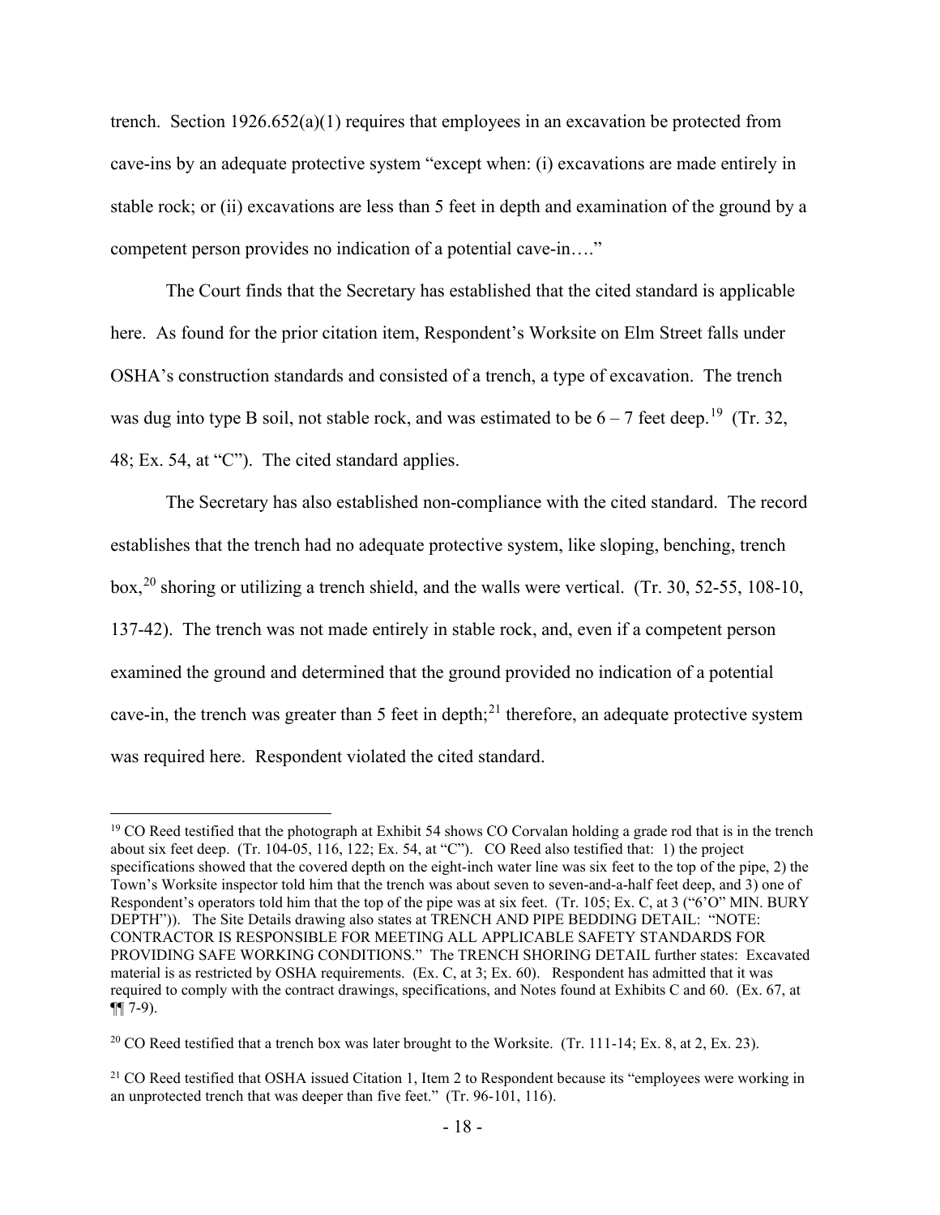trench. Section 1926.652(a)(1) requires that employees in an excavation be protected from cave-ins by an adequate protective system "except when: (i) excavations are made entirely in stable rock; or (ii) excavations are less than 5 feet in depth and examination of the ground by a competent person provides no indication of a potential cave-in…."

The Court finds that the Secretary has established that the cited standard is applicable here. As found for the prior citation item, Respondent's Worksite on Elm Street falls under OSHA's construction standards and consisted of a trench, a type of excavation. The trench was dug into type B soil, not stable rock, and was estimated to be 6 – 7 feet deep.[19] (Tr. 32, 48; Ex. 54, at "C"). The cited standard applies.

The Secretary has also established non-compliance with the cited standard. The record establishes that the trench had no adequate protective system, like sloping, benching, trench box,[20] shoring or utilizing a trench shield, and the walls were vertical. (Tr. 30, 52-55, 108-10, 137-42). The trench was not made entirely in stable rock, and, even if a competent person examined the ground and determined that the ground provided no indication of a potential cave-in, the trench was greater than 5 feet in depth;[21] therefore, an adequate protective system was required here. Respondent violated the cited standard.

---

[19] CO Reed testified that the photograph at Exhibit 54 shows CO Corvalan holding a grade rod that is in the trench about six feet deep. (Tr. 104-05, 116, 122; Ex. 54, at "C"). CO Reed also testified that: 1) the project specifications showed that the covered depth on the eight-inch water line was six feet to the top of the pipe, 2) the Town's Worksite inspector told him that the trench was about seven to seven-and-a-half feet deep, and 3) one of Respondent's operators told him that the top of the pipe was at six feet. (Tr. 105; Ex. C, at 3 ("6'O" MIN. BURY DEPTH")). The Site Details drawing also states at TRENCH AND PIPE BEDDING DETAIL: "NOTE: CONTRACTOR IS RESPONSIBLE FOR MEETING ALL APPLICABLE SAFETY STANDARDS FOR PROVIDING SAFE WORKING CONDITIONS." The TRENCH SHORING DETAIL further states: Excavated material is as restricted by OSHA requirements. (Ex. C, at 3; Ex. 60). Respondent has admitted that it was required to comply with the contract drawings, specifications, and Notes found at Exhibits C and 60. (Ex. 67, at ¶¶ 7-9).

[20] CO Reed testified that a trench box was later brought to the Worksite. (Tr. 111-14; Ex. 8, at 2, Ex. 23).

[21] CO Reed testified that OSHA issued Citation 1, Item 2 to Respondent because its "employees were working in an unprotected trench that was deeper than five feet." (Tr. 96-101, 116).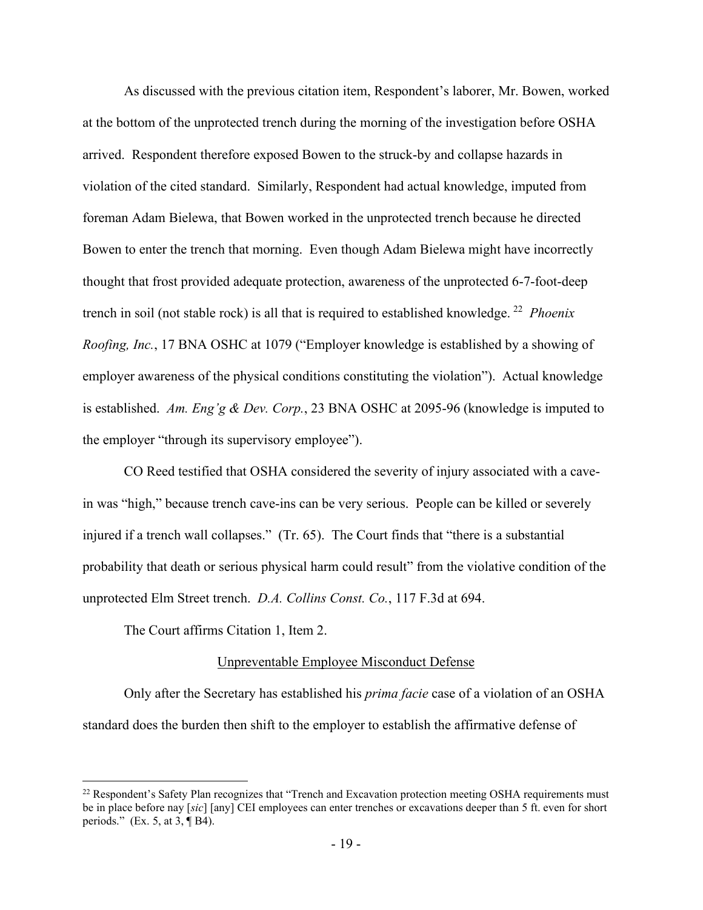As discussed with the previous citation item, Respondent's laborer, Mr. Bowen, worked at the bottom of the unprotected trench during the morning of the investigation before OSHA arrived. Respondent therefore exposed Bowen to the struck-by and collapse hazards in violation of the cited standard. Similarly, Respondent had actual knowledge, imputed from foreman Adam Bielewa, that Bowen worked in the unprotected trench because he directed Bowen to enter the trench that morning. Even though Adam Bielewa might have incorrectly thought that frost provided adequate protection, awareness of the unprotected 6-7-foot-deep trench in soil (not stable rock) is all that is required to established knowledge.[22] *Phoenix Roofing, Inc.*, 17 BNA OSHC at 1079 ("Employer knowledge is established by a showing of employer awareness of the physical conditions constituting the violation"). Actual knowledge is established. *Am. Eng'g & Dev. Corp.*, 23 BNA OSHC at 2095-96 (knowledge is imputed to the employer "through its supervisory employee").

CO Reed testified that OSHA considered the severity of injury associated with a cave-in was "high," because trench cave-ins can be very serious. People can be killed or severely injured if a trench wall collapses." (Tr. 65). The Court finds that "there is a substantial probability that death or serious physical harm could result" from the violative condition of the unprotected Elm Street trench. *D.A. Collins Const. Co.*, 117 F.3d at 694.

The Court affirms Citation 1, Item 2.

<u>Unpreventable Employee Misconduct Defense</u>

Only after the Secretary has established his *prima facie* case of a violation of an OSHA standard does the burden then shift to the employer to establish the affirmative defense of

---

[22] Respondent's Safety Plan recognizes that "Trench and Excavation protection meeting OSHA requirements must be in place before nay [*sic*] [any] CEI employees can enter trenches or excavations deeper than 5 ft. even for short periods." (Ex. 5, at 3, ¶ B4).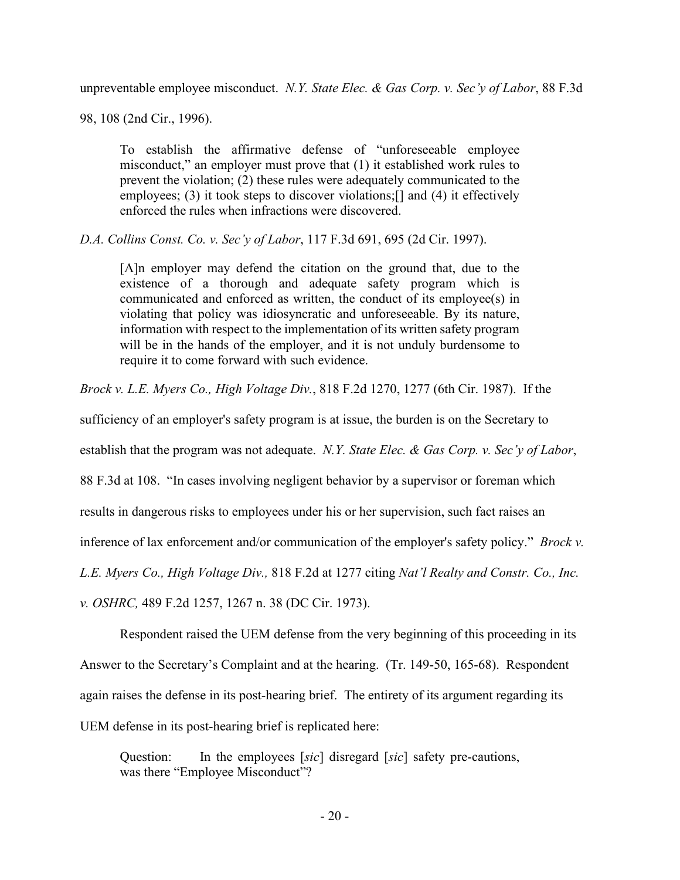unpreventable employee misconduct. *N.Y. State Elec. & Gas Corp. v. Sec'y of Labor*, 88 F.3d 98, 108 (2nd Cir., 1996).

> To establish the affirmative defense of "unforeseeable employee misconduct," an employer must prove that (1) it established work rules to prevent the violation; (2) these rules were adequately communicated to the employees; (3) it took steps to discover violations;[] and (4) it effectively enforced the rules when infractions were discovered.

*D.A. Collins Const. Co. v. Sec'y of Labor*, 117 F.3d 691, 695 (2d Cir. 1997).

> [A]n employer may defend the citation on the ground that, due to the existence of a thorough and adequate safety program which is communicated and enforced as written, the conduct of its employee(s) in violating that policy was idiosyncratic and unforeseeable. By its nature, information with respect to the implementation of its written safety program will be in the hands of the employer, and it is not unduly burdensome to require it to come forward with such evidence.

*Brock v. L.E. Myers Co., High Voltage Div.*, 818 F.2d 1270, 1277 (6th Cir. 1987). If the sufficiency of an employer's safety program is at issue, the burden is on the Secretary to establish that the program was not adequate. *N.Y. State Elec. & Gas Corp. v. Sec'y of Labor*, 88 F.3d at 108. "In cases involving negligent behavior by a supervisor or foreman which results in dangerous risks to employees under his or her supervision, such fact raises an inference of lax enforcement and/or communication of the employer's safety policy." *Brock v. L.E. Myers Co, High Voltage Div.,* 818 F.2d at 1277 citing *Nat'l Realty and Constr. Co., Inc. v. OSHRC,* 489 F.2d 1257, 1267 n. 38 (DC Cir. 1973).

Respondent raised the UEM defense from the very beginning of this proceeding in its Answer to the Secretary's Complaint and at the hearing. (Tr. 149-50, 165-68). Respondent again raises the defense in its post-hearing brief. The entirety of its argument regarding its UEM defense in its post-hearing brief is replicated here:

> Question: In the employees [*sic*] disregard [*sic*] safety pre-cautions, was there "Employee Misconduct"?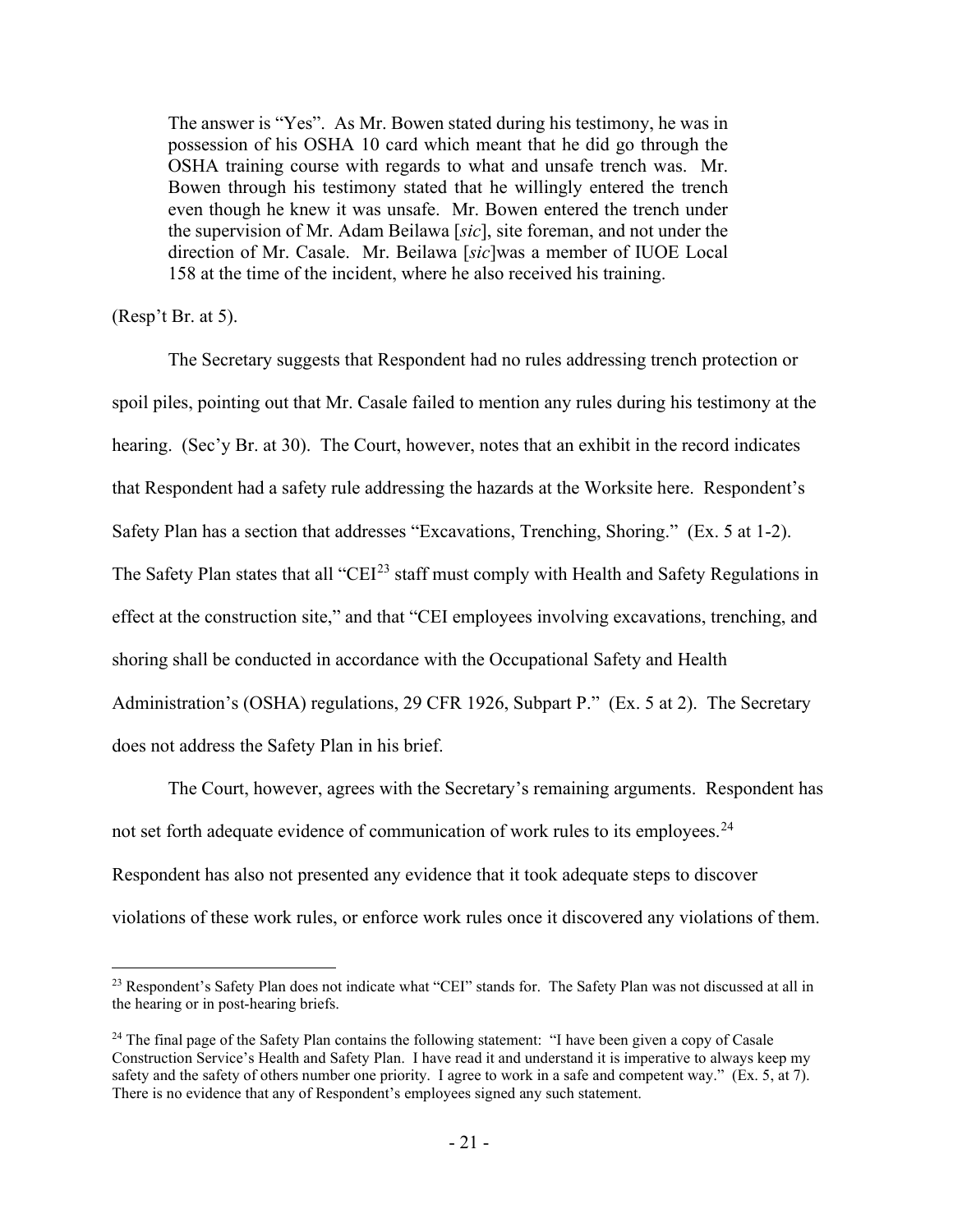> The answer is "Yes". As Mr. Bowen stated during his testimony, he was in possession of his OSHA 10 card which meant that he did go through the OSHA training course with regards to what and unsafe trench was. Mr. Bowen through his testimony stated that he willingly entered the trench even though he knew it was unsafe. Mr. Bowen entered the trench under the supervision of Mr. Adam Beilawa [*sic*], site foreman, and not under the direction of Mr. Casale. Mr. Beilawa [*sic*]was a member of IUOE Local 158 at the time of the incident, where he also received his training.

(Resp't Br. at 5).

The Secretary suggests that Respondent had no rules addressing trench protection or spoil piles, pointing out that Mr. Casale failed to mention any rules during his testimony at the hearing. (Sec'y Br. at 30). The Court, however, notes that an exhibit in the record indicates that Respondent had a safety rule addressing the hazards at the Worksite here. Respondent's Safety Plan has a section that addresses "Excavations, Trenching, Shoring." (Ex. 5 at 1-2). The Safety Plan states that all "CEI[23] staff must comply with Health and Safety Regulations in effect at the construction site," and that "CEI employees involving excavations, trenching, and shoring shall be conducted in accordance with the Occupational Safety and Health Administration's (OSHA) regulations, 29 CFR 1926, Subpart P." (Ex. 5 at 2). The Secretary does not address the Safety Plan in his brief.

The Court, however, agrees with the Secretary's remaining arguments. Respondent has not set forth adequate evidence of communication of work rules to its employees.[24] Respondent has also not presented any evidence that it took adequate steps to discover violations of these work rules, or enforce work rules once it discovered any violations of them.

---

[23] Respondent's Safety Plan does not indicate what "CEI" stands for. The Safety Plan was not discussed at all in the hearing or in post-hearing briefs.

[24] The final page of the Safety Plan contains the following statement: "I have been given a copy of Casale Construction Service's Health and Safety Plan. I have read it and understand it is imperative to always keep my safety and the safety of others number one priority. I agree to work in a safe and competent way." (Ex. 5, at 7). There is no evidence that any of Respondent's employees signed any such statement.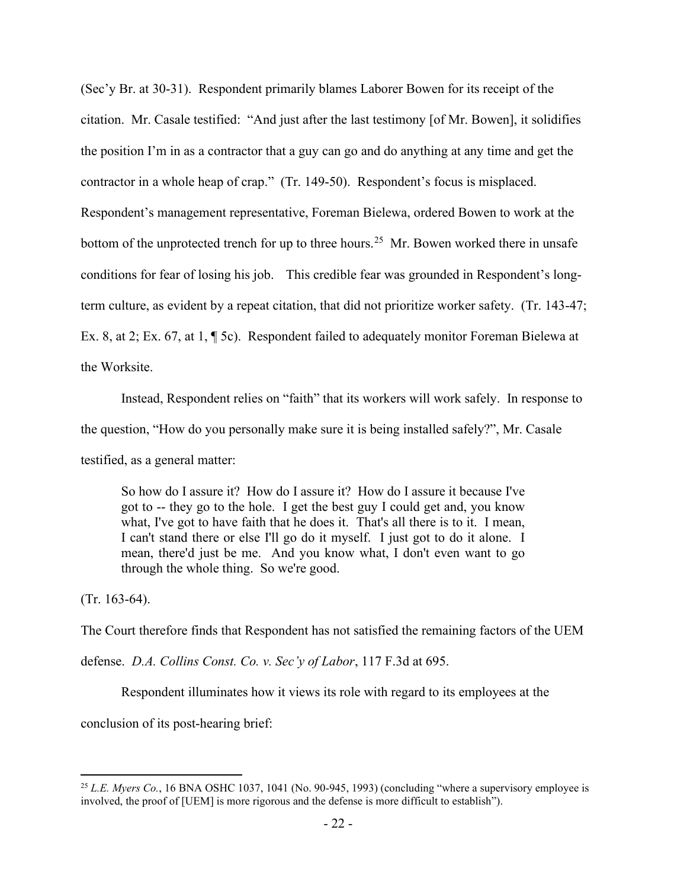(Sec'y Br. at 30-31). Respondent primarily blames Laborer Bowen for its receipt of the citation. Mr. Casale testified: "And just after the last testimony [of Mr. Bowen], it solidifies the position I'm in as a contractor that a guy can go and do anything at any time and get the contractor in a whole heap of crap." (Tr. 149-50). Respondent's focus is misplaced. Respondent's management representative, Foreman Bielewa, ordered Bowen to work at the bottom of the unprotected trench for up to three hours.[25] Mr. Bowen worked there in unsafe conditions for fear of losing his job. This credible fear was grounded in Respondent's long-term culture, as evident by a repeat citation, that did not prioritize worker safety. (Tr. 143-47; Ex. 8, at 2; Ex. 67, at 1, ¶ 5c). Respondent failed to adequately monitor Foreman Bielewa at the Worksite.

Instead, Respondent relies on "faith" that its workers will work safely. In response to the question, "How do you personally make sure it is being installed safely?", Mr. Casale testified, as a general matter:

> So how do I assure it? How do I assure it? How do I assure it because I've got to -- they go to the hole. I get the best guy I could get and, you know what, I've got to have faith that he does it. That's all there is to it. I mean, I can't stand there or else I'll go do it myself. I just got to do it alone. I mean, there'd just be me. And you know what, I don't even want to go through the whole thing. So we're good.

(Tr. 163-64).

The Court therefore finds that Respondent has not satisfied the remaining factors of the UEM defense. *D.A. Collins Const. Co. v. Sec'y of Labor*, 117 F.3d at 695.

Respondent illuminates how it views its role with regard to its employees at the conclusion of its post-hearing brief:

---

[25] *L.E. Myers Co.*, 16 BNA OSHC 1037, 1041 (No. 90-945, 1993) (concluding "where a supervisory employee is involved, the proof of [UEM] is more rigorous and the defense is more difficult to establish").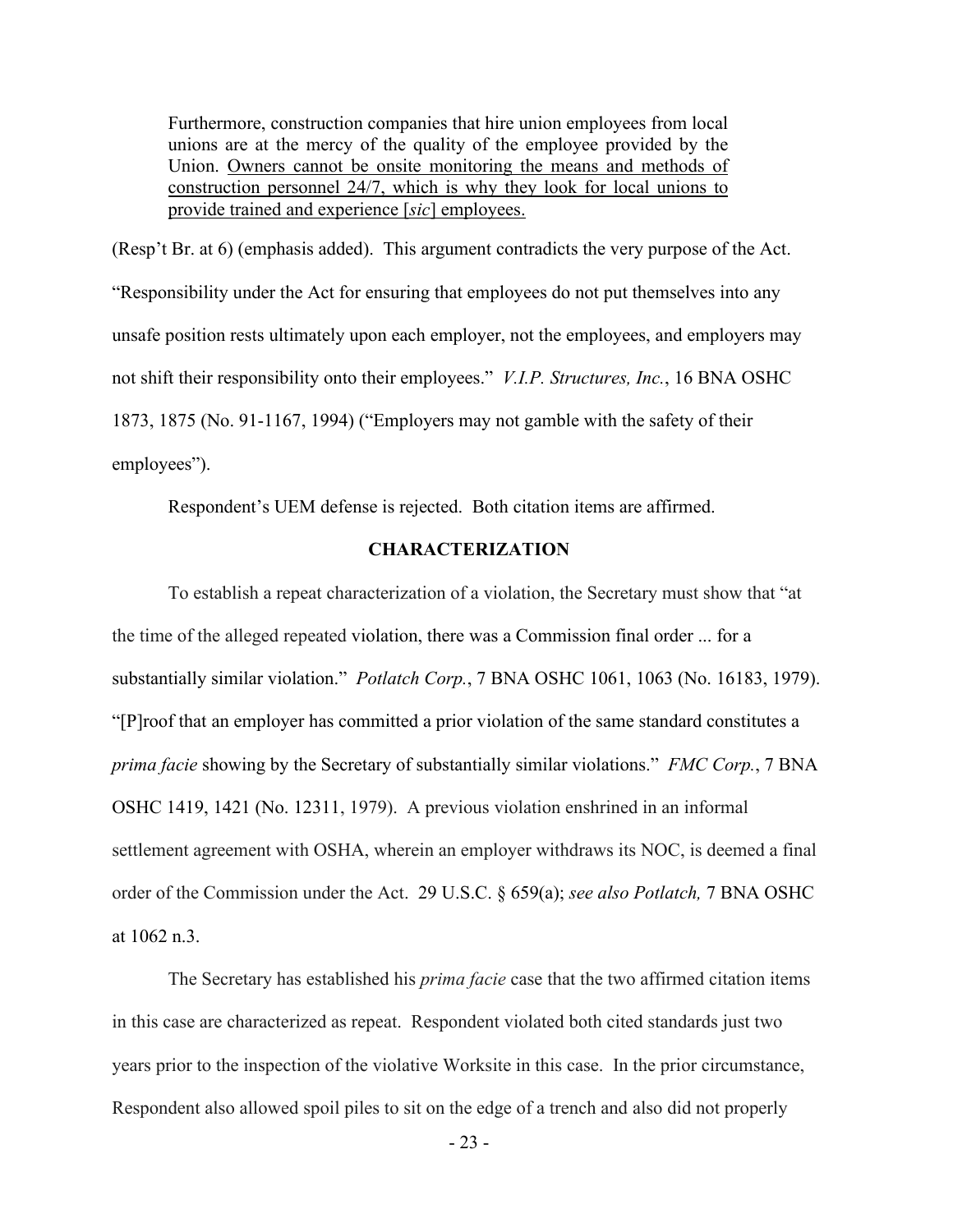> Furthermore, construction companies that hire union employees from local unions are at the mercy of the quality of the employee provided by the Union. <u>Owners cannot be onsite monitoring the means and methods of construction personnel 24/7, which is why they look for local unions to provide trained and experience [*sic*] employees.</u>

(Resp't Br. at 6) (emphasis added). This argument contradicts the very purpose of the Act. "Responsibility under the Act for ensuring that employees do not put themselves into any unsafe position rests ultimately upon each employer, not the employees, and employers may not shift their responsibility onto their employees." *V.I.P. Structures, Inc.*, 16 BNA OSHC 1873, 1875 (No. 91-1167, 1994) ("Employers may not gamble with the safety of their employees").

Respondent's UEM defense is rejected. Both citation items are affirmed.

## CHARACTERIZATION

To establish a repeat characterization of a violation, the Secretary must show that "at the time of the alleged repeated violation, there was a Commission final order ... for a substantially similar violation." *Potlatch Corp.*, 7 BNA OSHC 1061, 1063 (No. 16183, 1979). "[P]roof that an employer has committed a prior violation of the same standard constitutes a *prima facie* showing by the Secretary of substantially similar violations." *FMC Corp.*, 7 BNA OSHC 1419, 1421 (No. 12311, 1979). A previous violation enshrined in an informal settlement agreement with OSHA, wherein an employer withdraws its NOC, is deemed a final order of the Commission under the Act. 29 U.S.C. § 659(a); *see also Potlatch,* 7 BNA OSHC at 1062 n.3.

The Secretary has established his *prima facie* case that the two affirmed citation items in this case are characterized as repeat. Respondent violated both cited standards just two years prior to the inspection of the violative Worksite in this case. In the prior circumstance, Respondent also allowed spoil piles to sit on the edge of a trench and also did not properly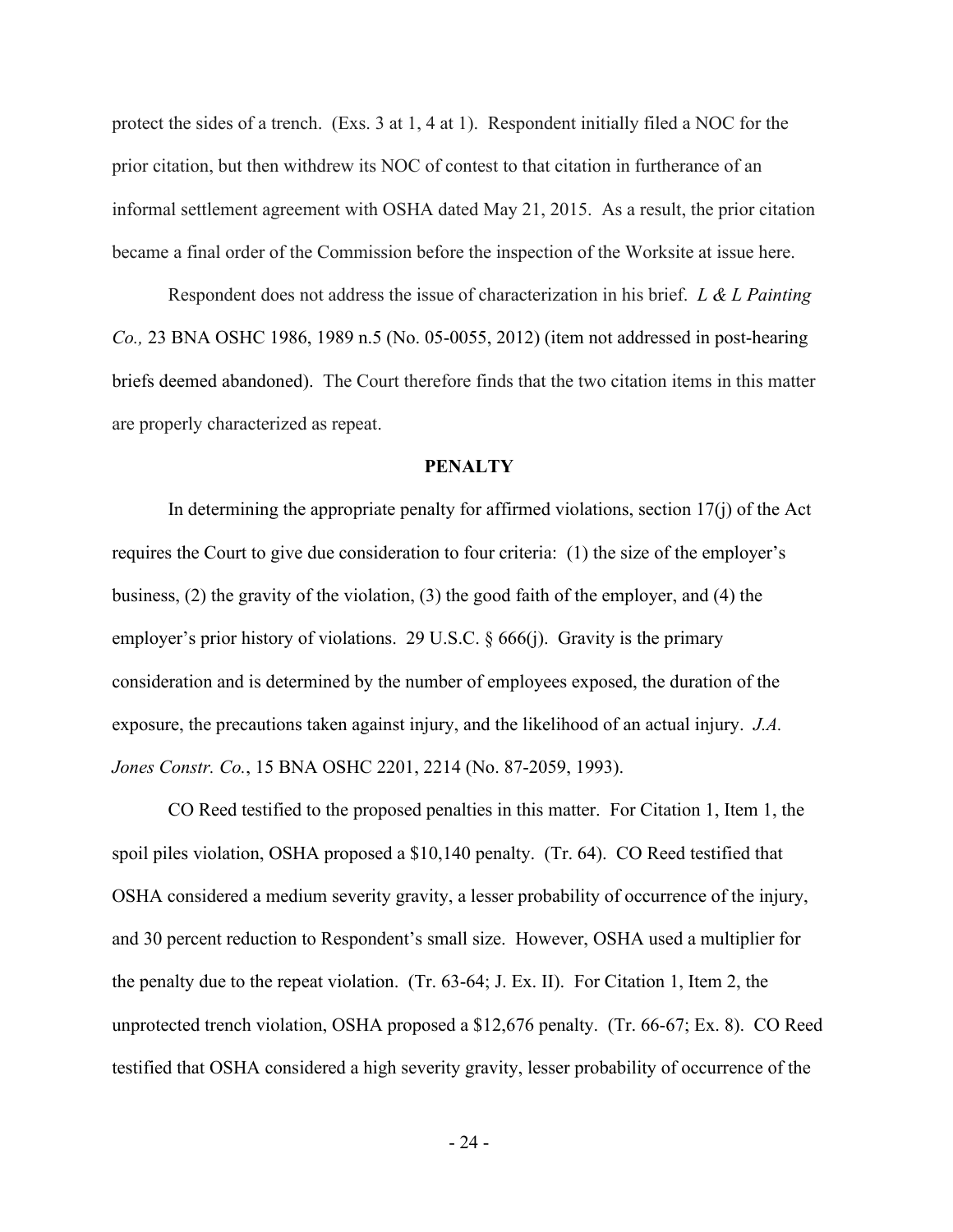protect the sides of a trench. (Exs. 3 at 1, 4 at 1). Respondent initially filed a NOC for the prior citation, but then withdrew its NOC of contest to that citation in furtherance of an informal settlement agreement with OSHA dated May 21, 2015. As a result, the prior citation became a final order of the Commission before the inspection of the Worksite at issue here.

Respondent does not address the issue of characterization in his brief. *L & L Painting Co.,* 23 BNA OSHC 1986, 1989 n.5 (No. 05-0055, 2012) (item not addressed in post-hearing briefs deemed abandoned). The Court therefore finds that the two citation items in this matter are properly characterized as repeat.

## PENALTY

In determining the appropriate penalty for affirmed violations, section 17(j) of the Act requires the Court to give due consideration to four criteria: (1) the size of the employer's business, (2) the gravity of the violation, (3) the good faith of the employer, and (4) the employer's prior history of violations. 29 U.S.C. § 666(j). Gravity is the primary consideration and is determined by the number of employees exposed, the duration of the exposure, the precautions taken against injury, and the likelihood of an actual injury. *J.A. Jones Constr. Co.*, 15 BNA OSHC 2201, 2214 (No. 87-2059, 1993).

CO Reed testified to the proposed penalties in this matter. For Citation 1, Item 1, the spoil piles violation, OSHA proposed a $10,140 penalty. (Tr. 64). CO Reed testified that OSHA considered a medium severity gravity, a lesser probability of occurrence of the injury, and 30 percent reduction to Respondent's small size. However, OSHA used a multiplier for the penalty due to the repeat violation. (Tr. 63-64; J. Ex. II). For Citation 1, Item 2, the unprotected trench violation, OSHA proposed a $12,676 penalty. (Tr. 66-67; Ex. 8). CO Reed testified that OSHA considered a high severity gravity, lesser probability of occurrence of the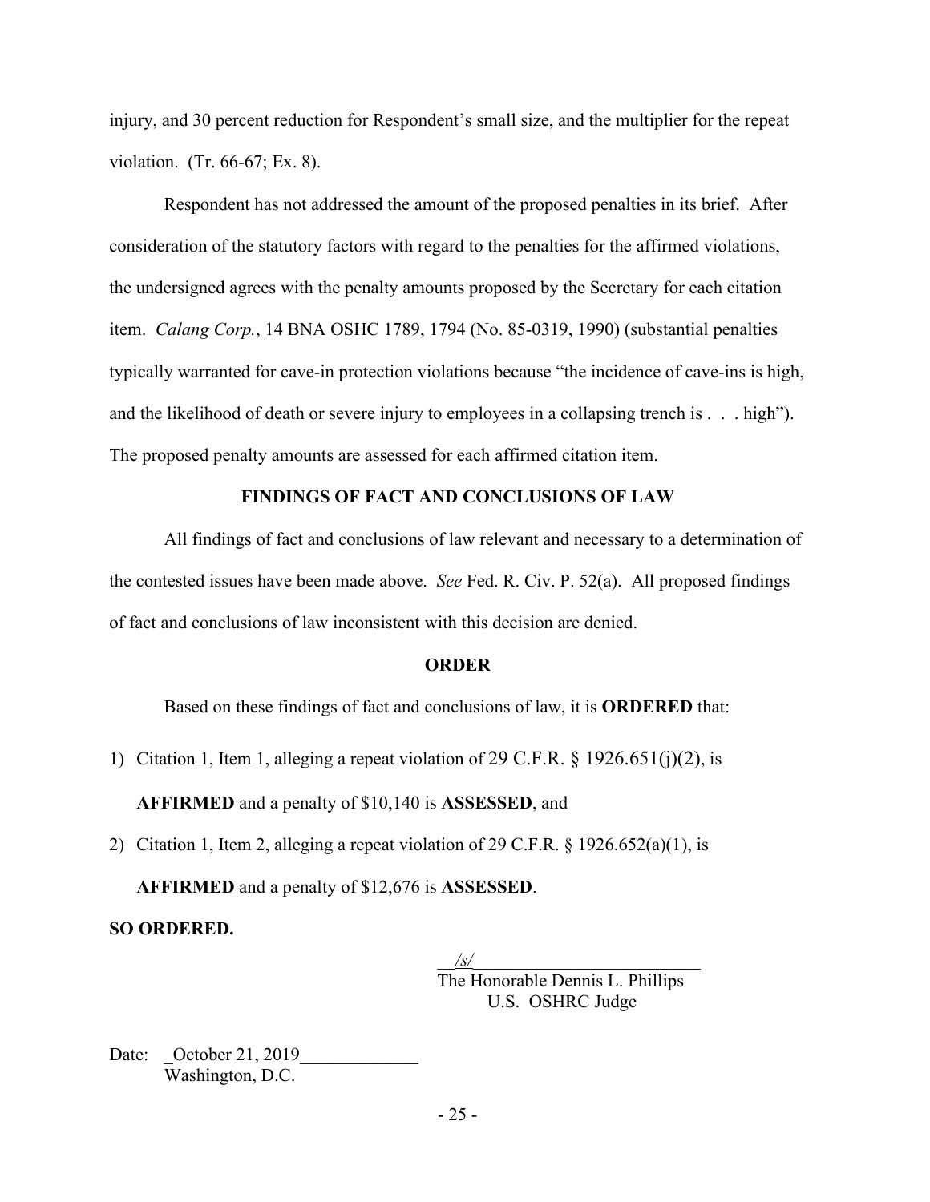injury, and 30 percent reduction for Respondent's small size, and the multiplier for the repeat violation. (Tr. 66-67; Ex. 8).

Respondent has not addressed the amount of the proposed penalties in its brief. After consideration of the statutory factors with regard to the penalties for the affirmed violations, the undersigned agrees with the penalty amounts proposed by the Secretary for each citation item. *Calang Corp.*, 14 BNA OSHC 1789, 1794 (No. 85-0319, 1990) (substantial penalties typically warranted for cave-in protection violations because "the incidence of cave-ins is high, and the likelihood of death or severe injury to employees in a collapsing trench is . . . high"). The proposed penalty amounts are assessed for each affirmed citation item.

## FINDINGS OF FACT AND CONCLUSIONS OF LAW

All findings of fact and conclusions of law relevant and necessary to a determination of the contested issues have been made above. *See* Fed. R. Civ. P. 52(a). All proposed findings of fact and conclusions of law inconsistent with this decision are denied.

## ORDER

Based on these findings of fact and conclusions of law, it is **ORDERED** that:

1) Citation 1, Item 1, alleging a repeat violation of 29 C.F.R. § 1926.651(j)(2), is **AFFIRMED** and a penalty of $10,140 is **ASSESSED**, and
2) Citation 1, Item 2, alleging a repeat violation of 29 C.F.R. § 1926.652(a)(1), is **AFFIRMED** and a penalty of $12,676 is **ASSESSED**.

**SO ORDERED.**

*/s/*
The Honorable Dennis L. Phillips
U.S. OSHRC Judge

Date: October 21, 2019
Washington, D.C.